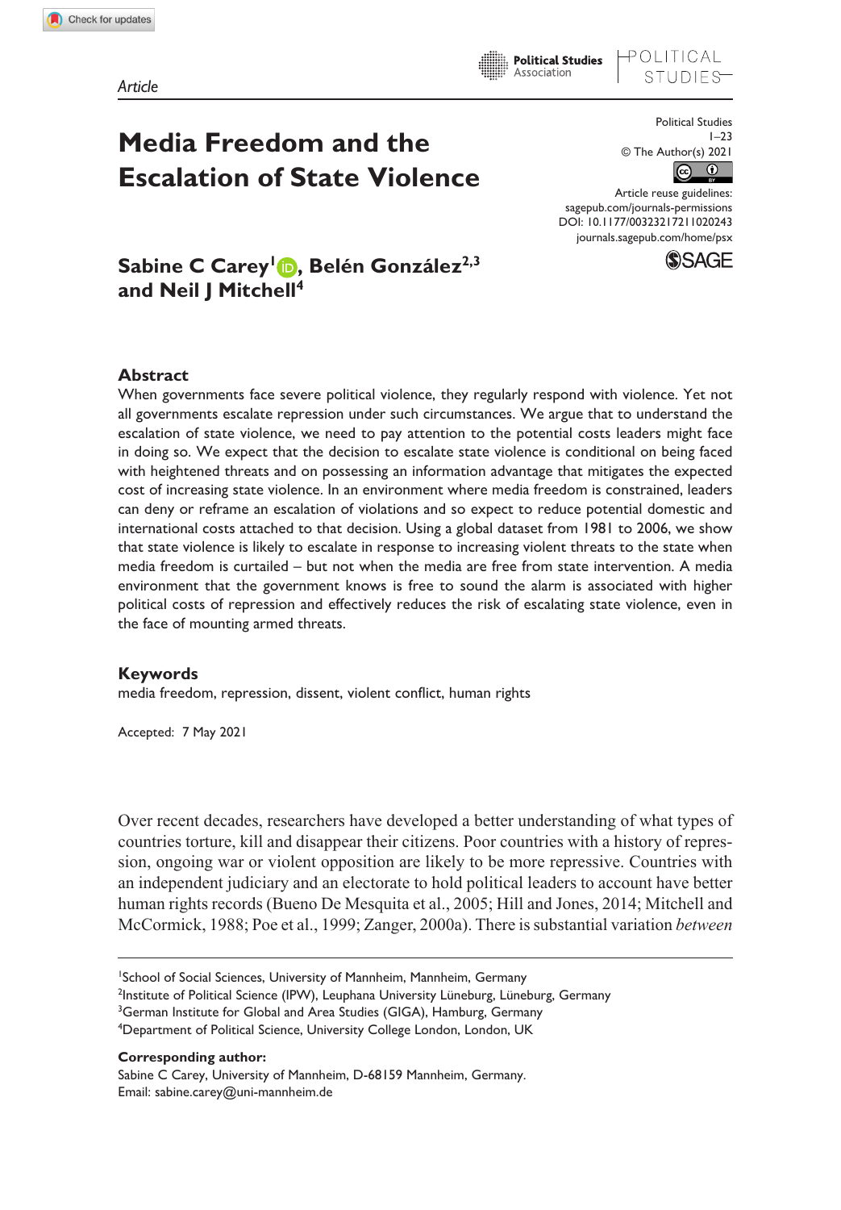*Article*

# Media Freedom and the Escalation of State Violence

Political Studies
© The Author(s) 2021
Article reuse guidelines: sagepub.com/journals-permissions
DOI: 10.1177/00323217211020243
journals.sagepub.com/home/psx

**Sabine C Carey[1], Belén González[2,3] and Neil J Mitchell[4]**

## Abstract

When governments face severe political violence, they regularly respond with violence. Yet not all governments escalate repression under such circumstances. We argue that to understand the escalation of state violence, we need to pay attention to the potential costs leaders might face in doing so. We expect that the decision to escalate state violence is conditional on being faced with heightened threats and on possessing an information advantage that mitigates the expected cost of increasing state violence. In an environment where media freedom is constrained, leaders can deny or reframe an escalation of violations and so expect to reduce potential domestic and international costs attached to that decision. Using a global dataset from 1981 to 2006, we show that state violence is likely to escalate in response to increasing violent threats to the state when media freedom is curtailed – but not when the media are free from state intervention. A media environment that the government knows is free to sound the alarm is associated with higher political costs of repression and effectively reduces the risk of escalating state violence, even in the face of mounting armed threats.

## Keywords

media freedom, repression, dissent, violent conflict, human rights

Accepted: 7 May 2021

Over recent decades, researchers have developed a better understanding of what types of countries torture, kill and disappear their citizens. Poor countries with a history of repression, ongoing war or violent opposition are likely to be more repressive. Countries with an independent judiciary and an electorate to hold political leaders to account have better human rights records (Bueno De Mesquita et al., 2005; Hill and Jones, 2014; Mitchell and McCormick, 1988; Poe et al., 1999; Zanger, 2000a). There is substantial variation *between*

[1]School of Social Sciences, University of Mannheim, Mannheim, Germany
[2]Institute of Political Science (IPW), Leuphana University Lüneburg, Lüneburg, Germany
[3]German Institute for Global and Area Studies (GIGA), Hamburg, Germany
[4]Department of Political Science, University College London, London, UK

**Corresponding author:**
Sabine C Carey, University of Mannheim, D-68159 Mannheim, Germany.
Email: sabine.carey@uni-mannheim.de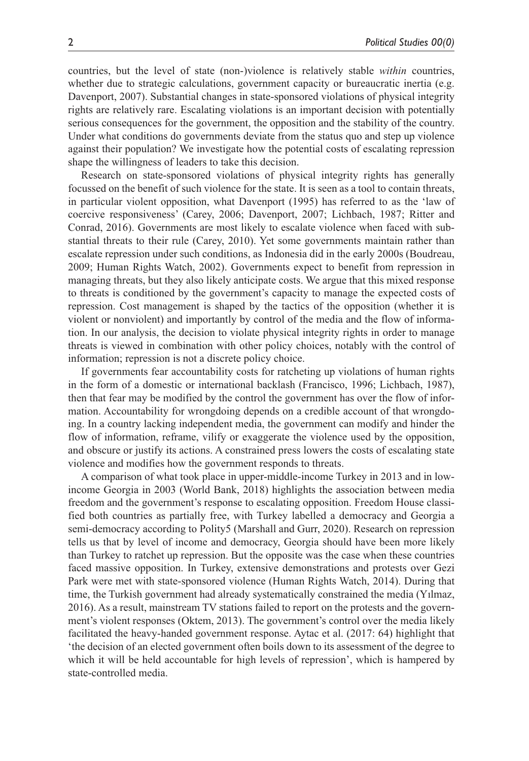countries, but the level of state (non-)violence is relatively stable *within* countries, whether due to strategic calculations, government capacity or bureaucratic inertia (e.g. Davenport, 2007). Substantial changes in state-sponsored violations of physical integrity rights are relatively rare. Escalating violations is an important decision with potentially serious consequences for the government, the opposition and the stability of the country. Under what conditions do governments deviate from the status quo and step up violence against their population? We investigate how the potential costs of escalating repression shape the willingness of leaders to take this decision.

Research on state-sponsored violations of physical integrity rights has generally focussed on the benefit of such violence for the state. It is seen as a tool to contain threats, in particular violent opposition, what Davenport (1995) has referred to as the 'law of coercive responsiveness' (Carey, 2006; Davenport, 2007; Lichbach, 1987; Ritter and Conrad, 2016). Governments are most likely to escalate violence when faced with substantial threats to their rule (Carey, 2010). Yet some governments maintain rather than escalate repression under such conditions, as Indonesia did in the early 2000s (Boudreau, 2009; Human Rights Watch, 2002). Governments expect to benefit from repression in managing threats, but they also likely anticipate costs. We argue that this mixed response to threats is conditioned by the government's capacity to manage the expected costs of repression. Cost management is shaped by the tactics of the opposition (whether it is violent or nonviolent) and importantly by control of the media and the flow of information. In our analysis, the decision to violate physical integrity rights in order to manage threats is viewed in combination with other policy choices, notably with the control of information; repression is not a discrete policy choice.

If governments fear accountability costs for ratcheting up violations of human rights in the form of a domestic or international backlash (Francisco, 1996; Lichbach, 1987), then that fear may be modified by the control the government has over the flow of information. Accountability for wrongdoing depends on a credible account of that wrongdoing. In a country lacking independent media, the government can modify and hinder the flow of information, reframe, vilify or exaggerate the violence used by the opposition, and obscure or justify its actions. A constrained press lowers the costs of escalating state violence and modifies how the government responds to threats.

A comparison of what took place in upper-middle-income Turkey in 2013 and in low-income Georgia in 2003 (World Bank, 2018) highlights the association between media freedom and the government's response to escalating opposition. Freedom House classified both countries as partially free, with Turkey labelled a democracy and Georgia a semi-democracy according to Polity5 (Marshall and Gurr, 2020). Research on repression tells us that by level of income and democracy, Georgia should have been more likely than Turkey to ratchet up repression. But the opposite was the case when these countries faced massive opposition. In Turkey, extensive demonstrations and protests over Gezi Park were met with state-sponsored violence (Human Rights Watch, 2014). During that time, the Turkish government had already systematically constrained the media (Yılmaz, 2016). As a result, mainstream TV stations failed to report on the protests and the government's violent responses (Oktem, 2013). The government's control over the media likely facilitated the heavy-handed government response. Aytac et al. (2017: 64) highlight that 'the decision of an elected government often boils down to its assessment of the degree to which it will be held accountable for high levels of repression', which is hampered by state-controlled media.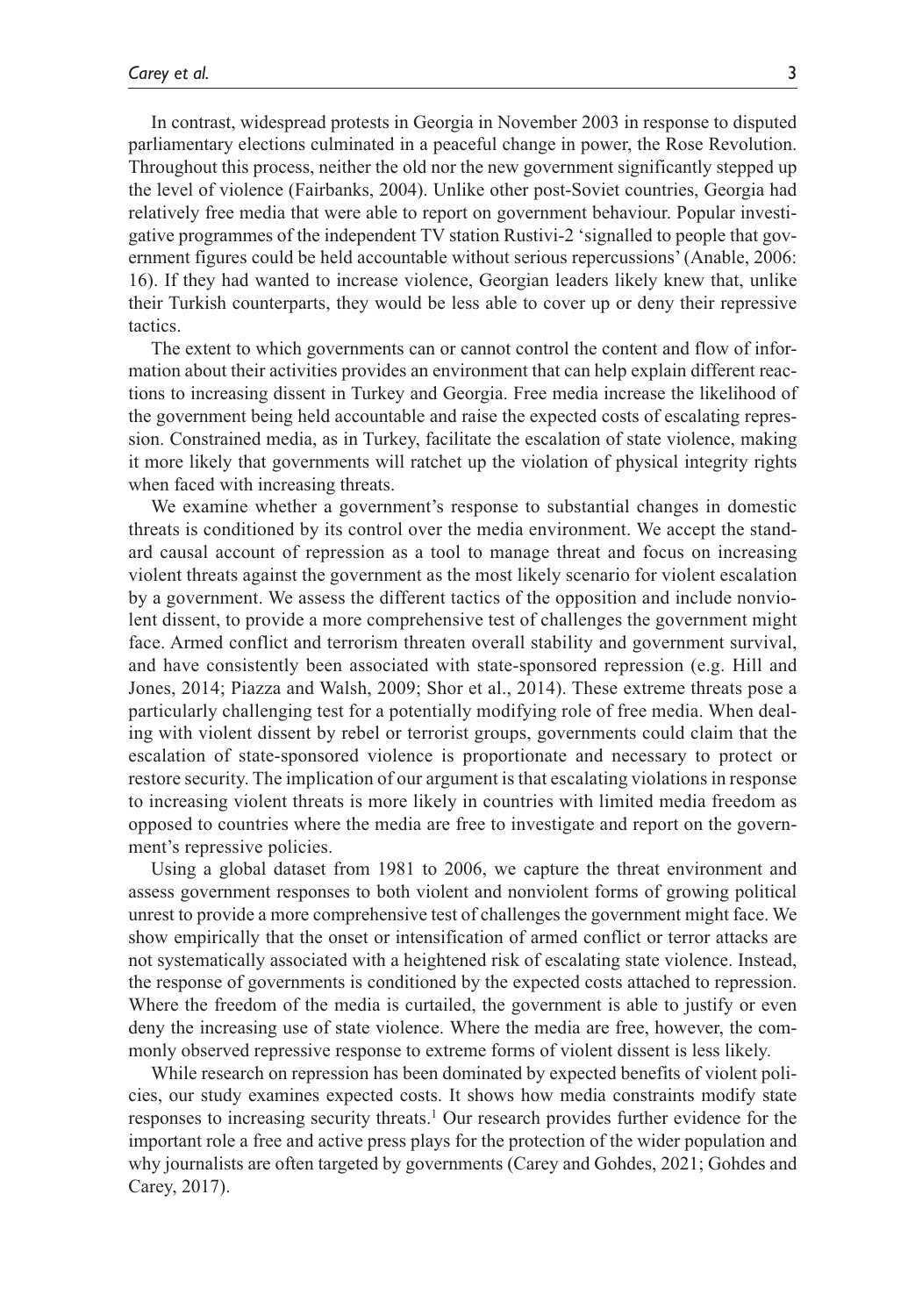In contrast, widespread protests in Georgia in November 2003 in response to disputed parliamentary elections culminated in a peaceful change in power, the Rose Revolution. Throughout this process, neither the old nor the new government significantly stepped up the level of violence (Fairbanks, 2004). Unlike other post-Soviet countries, Georgia had relatively free media that were able to report on government behaviour. Popular investigative programmes of the independent TV station Rustivi-2 'signalled to people that government figures could be held accountable without serious repercussions' (Anable, 2006: 16). If they had wanted to increase violence, Georgian leaders likely knew that, unlike their Turkish counterparts, they would be less able to cover up or deny their repressive tactics.

The extent to which governments can or cannot control the content and flow of information about their activities provides an environment that can help explain different reactions to increasing dissent in Turkey and Georgia. Free media increase the likelihood of the government being held accountable and raise the expected costs of escalating repression. Constrained media, as in Turkey, facilitate the escalation of state violence, making it more likely that governments will ratchet up the violation of physical integrity rights when faced with increasing threats.

We examine whether a government's response to substantial changes in domestic threats is conditioned by its control over the media environment. We accept the standard causal account of repression as a tool to manage threat and focus on increasing violent threats against the government as the most likely scenario for violent escalation by a government. We assess the different tactics of the opposition and include nonviolent dissent, to provide a more comprehensive test of challenges the government might face. Armed conflict and terrorism threaten overall stability and government survival, and have consistently been associated with state-sponsored repression (e.g. Hill and Jones, 2014; Piazza and Walsh, 2009; Shor et al., 2014). These extreme threats pose a particularly challenging test for a potentially modifying role of free media. When dealing with violent dissent by rebel or terrorist groups, governments could claim that the escalation of state-sponsored violence is proportionate and necessary to protect or restore security. The implication of our argument is that escalating violations in response to increasing violent threats is more likely in countries with limited media freedom as opposed to countries where the media are free to investigate and report on the government's repressive policies.

Using a global dataset from 1981 to 2006, we capture the threat environment and assess government responses to both violent and nonviolent forms of growing political unrest to provide a more comprehensive test of challenges the government might face. We show empirically that the onset or intensification of armed conflict or terror attacks are not systematically associated with a heightened risk of escalating state violence. Instead, the response of governments is conditioned by the expected costs attached to repression. Where the freedom of the media is curtailed, the government is able to justify or even deny the increasing use of state violence. Where the media are free, however, the commonly observed repressive response to extreme forms of violent dissent is less likely.

While research on repression has been dominated by expected benefits of violent policies, our study examines expected costs. It shows how media constraints modify state responses to increasing security threats.[1] Our research provides further evidence for the important role a free and active press plays for the protection of the wider population and why journalists are often targeted by governments (Carey and Gohdes, 2021; Gohdes and Carey, 2017).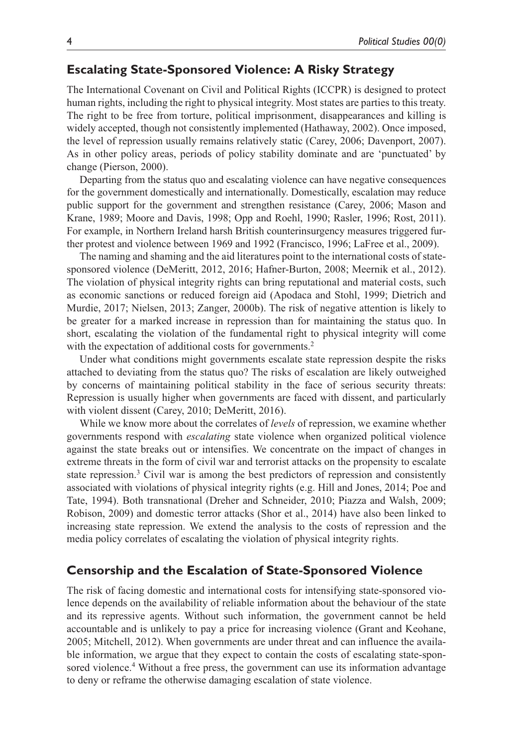## Escalating State-Sponsored Violence: A Risky Strategy

The International Covenant on Civil and Political Rights (ICCPR) is designed to protect human rights, including the right to physical integrity. Most states are parties to this treaty. The right to be free from torture, political imprisonment, disappearances and killing is widely accepted, though not consistently implemented (Hathaway, 2002). Once imposed, the level of repression usually remains relatively static (Carey, 2006; Davenport, 2007). As in other policy areas, periods of policy stability dominate and are 'punctuated' by change (Pierson, 2000).

Departing from the status quo and escalating violence can have negative consequences for the government domestically and internationally. Domestically, escalation may reduce public support for the government and strengthen resistance (Carey, 2006; Mason and Krane, 1989; Moore and Davis, 1998; Opp and Roehl, 1990; Rasler, 1996; Rost, 2011). For example, in Northern Ireland harsh British counterinsurgency measures triggered further protest and violence between 1969 and 1992 (Francisco, 1996; LaFree et al., 2009).

The naming and shaming and the aid literatures point to the international costs of state-sponsored violence (DeMeritt, 2012, 2016; Hafner-Burton, 2008; Meernik et al., 2012). The violation of physical integrity rights can bring reputational and material costs, such as economic sanctions or reduced foreign aid (Apodaca and Stohl, 1999; Dietrich and Murdie, 2017; Nielsen, 2013; Zanger, 2000b). The risk of negative attention is likely to be greater for a marked increase in repression than for maintaining the status quo. In short, escalating the violation of the fundamental right to physical integrity will come with the expectation of additional costs for governments.[2]

Under what conditions might governments escalate state repression despite the risks attached to deviating from the status quo? The risks of escalation are likely outweighed by concerns of maintaining political stability in the face of serious security threats: Repression is usually higher when governments are faced with dissent, and particularly with violent dissent (Carey, 2010; DeMeritt, 2016).

While we know more about the correlates of *levels* of repression, we examine whether governments respond with *escalating* state violence when organized political violence against the state breaks out or intensifies. We concentrate on the impact of changes in extreme threats in the form of civil war and terrorist attacks on the propensity to escalate state repression.[3] Civil war is among the best predictors of repression and consistently associated with violations of physical integrity rights (e.g. Hill and Jones, 2014; Poe and Tate, 1994). Both transnational (Dreher and Schneider, 2010; Piazza and Walsh, 2009; Robison, 2009) and domestic terror attacks (Shor et al., 2014) have also been linked to increasing state repression. We extend the analysis to the costs of repression and the media policy correlates of escalating the violation of physical integrity rights.

## Censorship and the Escalation of State-Sponsored Violence

The risk of facing domestic and international costs for intensifying state-sponsored violence depends on the availability of reliable information about the behaviour of the state and its repressive agents. Without such information, the government cannot be held accountable and is unlikely to pay a price for increasing violence (Grant and Keohane, 2005; Mitchell, 2012). When governments are under threat and can influence the available information, we argue that they expect to contain the costs of escalating state-sponsored violence.[4] Without a free press, the government can use its information advantage to deny or reframe the otherwise damaging escalation of state violence.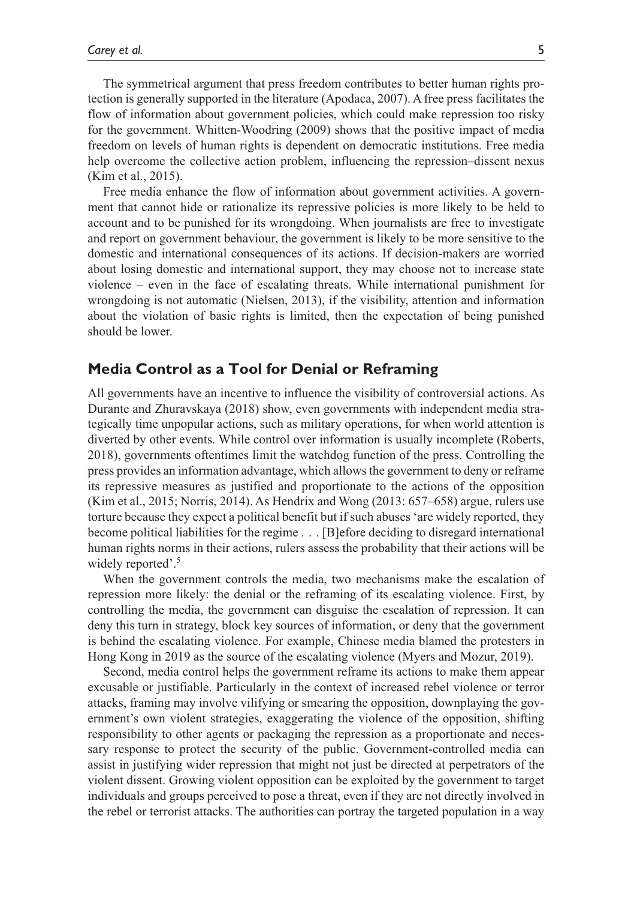The symmetrical argument that press freedom contributes to better human rights protection is generally supported in the literature (Apodaca, 2007). A free press facilitates the flow of information about government policies, which could make repression too risky for the government. Whitten-Woodring (2009) shows that the positive impact of media freedom on levels of human rights is dependent on democratic institutions. Free media help overcome the collective action problem, influencing the repression–dissent nexus (Kim et al., 2015).

Free media enhance the flow of information about government activities. A government that cannot hide or rationalize its repressive policies is more likely to be held to account and to be punished for its wrongdoing. When journalists are free to investigate and report on government behaviour, the government is likely to be more sensitive to the domestic and international consequences of its actions. If decision-makers are worried about losing domestic and international support, they may choose not to increase state violence – even in the face of escalating threats. While international punishment for wrongdoing is not automatic (Nielsen, 2013), if the visibility, attention and information about the violation of basic rights is limited, then the expectation of being punished should be lower.

## Media Control as a Tool for Denial or Reframing

All governments have an incentive to influence the visibility of controversial actions. As Durante and Zhuravskaya (2018) show, even governments with independent media strategically time unpopular actions, such as military operations, for when world attention is diverted by other events. While control over information is usually incomplete (Roberts, 2018), governments oftentimes limit the watchdog function of the press. Controlling the press provides an information advantage, which allows the government to deny or reframe its repressive measures as justified and proportionate to the actions of the opposition (Kim et al., 2015; Norris, 2014). As Hendrix and Wong (2013: 657–658) argue, rulers use torture because they expect a political benefit but if such abuses 'are widely reported, they become political liabilities for the regime . . . [B]efore deciding to disregard international human rights norms in their actions, rulers assess the probability that their actions will be widely reported'.[5]

When the government controls the media, two mechanisms make the escalation of repression more likely: the denial or the reframing of its escalating violence. First, by controlling the media, the government can disguise the escalation of repression. It can deny this turn in strategy, block key sources of information, or deny that the government is behind the escalating violence. For example, Chinese media blamed the protesters in Hong Kong in 2019 as the source of the escalating violence (Myers and Mozur, 2019).

Second, media control helps the government reframe its actions to make them appear excusable or justifiable. Particularly in the context of increased rebel violence or terror attacks, framing may involve vilifying or smearing the opposition, downplaying the government's own violent strategies, exaggerating the violence of the opposition, shifting responsibility to other agents or packaging the repression as a proportionate and necessary response to protect the security of the public. Government-controlled media can assist in justifying wider repression that might not just be directed at perpetrators of the violent dissent. Growing violent opposition can be exploited by the government to target individuals and groups perceived to pose a threat, even if they are not directly involved in the rebel or terrorist attacks. The authorities can portray the targeted population in a way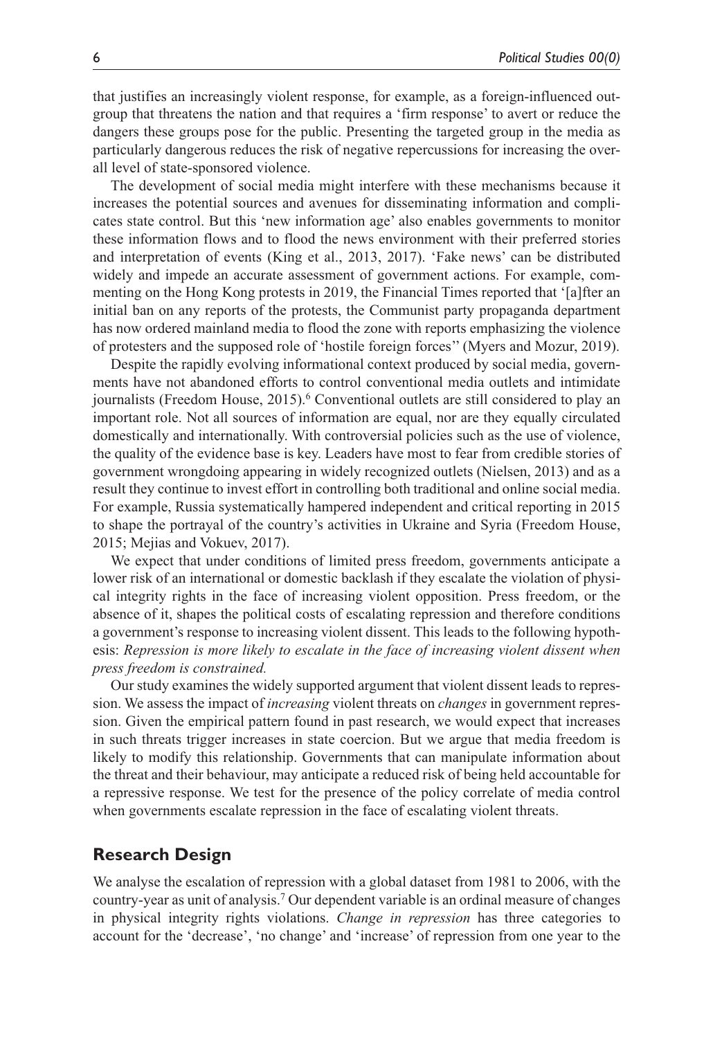that justifies an increasingly violent response, for example, as a foreign-influenced out-group that threatens the nation and that requires a 'firm response' to avert or reduce the dangers these groups pose for the public. Presenting the targeted group in the media as particularly dangerous reduces the risk of negative repercussions for increasing the overall level of state-sponsored violence.

The development of social media might interfere with these mechanisms because it increases the potential sources and avenues for disseminating information and complicates state control. But this 'new information age' also enables governments to monitor these information flows and to flood the news environment with their preferred stories and interpretation of events (King et al., 2013, 2017). 'Fake news' can be distributed widely and impede an accurate assessment of government actions. For example, commenting on the Hong Kong protests in 2019, the Financial Times reported that '[a]fter an initial ban on any reports of the protests, the Communist party propaganda department has now ordered mainland media to flood the zone with reports emphasizing the violence of protesters and the supposed role of 'hostile foreign forces'' (Myers and Mozur, 2019).

Despite the rapidly evolving informational context produced by social media, governments have not abandoned efforts to control conventional media outlets and intimidate journalists (Freedom House, 2015).[6] Conventional outlets are still considered to play an important role. Not all sources of information are equal, nor are they equally circulated domestically and internationally. With controversial policies such as the use of violence, the quality of the evidence base is key. Leaders have most to fear from credible stories of government wrongdoing appearing in widely recognized outlets (Nielsen, 2013) and as a result they continue to invest effort in controlling both traditional and online social media. For example, Russia systematically hampered independent and critical reporting in 2015 to shape the portrayal of the country's activities in Ukraine and Syria (Freedom House, 2015; Mejias and Vokuev, 2017).

We expect that under conditions of limited press freedom, governments anticipate a lower risk of an international or domestic backlash if they escalate the violation of physical integrity rights in the face of increasing violent opposition. Press freedom, or the absence of it, shapes the political costs of escalating repression and therefore conditions a government's response to increasing violent dissent. This leads to the following hypothesis: *Repression is more likely to escalate in the face of increasing violent dissent when press freedom is constrained.*

Our study examines the widely supported argument that violent dissent leads to repression. We assess the impact of *increasing* violent threats on *changes* in government repression. Given the empirical pattern found in past research, we would expect that increases in such threats trigger increases in state coercion. But we argue that media freedom is likely to modify this relationship. Governments that can manipulate information about the threat and their behaviour, may anticipate a reduced risk of being held accountable for a repressive response. We test for the presence of the policy correlate of media control when governments escalate repression in the face of escalating violent threats.

## Research Design

We analyse the escalation of repression with a global dataset from 1981 to 2006, with the country-year as unit of analysis.[7] Our dependent variable is an ordinal measure of changes in physical integrity rights violations. *Change in repression* has three categories to account for the 'decrease', 'no change' and 'increase' of repression from one year to the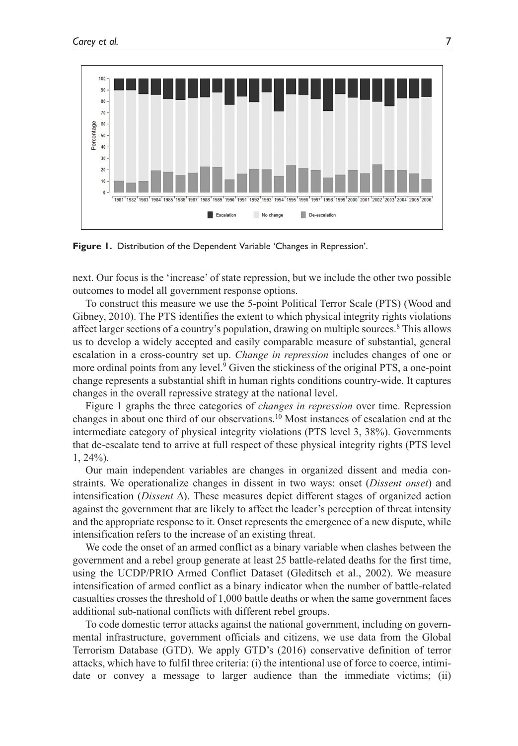Figure 1. Distribution of the Dependent Variable 'Changes in Repression'.

next. Our focus is the 'increase' of state repression, but we include the other two possible outcomes to model all government response options.

To construct this measure we use the 5-point Political Terror Scale (PTS) (Wood and Gibney, 2010). The PTS identifies the extent to which physical integrity rights violations affect larger sections of a country's population, drawing on multiple sources.[8] This allows us to develop a widely accepted and easily comparable measure of substantial, general escalation in a cross-country set up. *Change in repression* includes changes of one or more ordinal points from any level.[9] Given the stickiness of the original PTS, a one-point change represents a substantial shift in human rights conditions country-wide. It captures changes in the overall repressive strategy at the national level.

Figure 1 graphs the three categories of *changes in repression* over time. Repression changes in about one third of our observations.[10] Most instances of escalation end at the intermediate category of physical integrity violations (PTS level 3, 38%). Governments that de-escalate tend to arrive at full respect of these physical integrity rights (PTS level 1, 24%).

Our main independent variables are changes in organized dissent and media constraints. We operationalize changes in dissent in two ways: onset (*Dissent onset*) and intensification (*Dissent* $\Delta$). These measures depict different stages of organized action against the government that are likely to affect the leader's perception of threat intensity and the appropriate response to it. Onset represents the emergence of a new dispute, while intensification refers to the increase of an existing threat.

We code the onset of an armed conflict as a binary variable when clashes between the government and a rebel group generate at least 25 battle-related deaths for the first time, using the UCDP/PRIO Armed Conflict Dataset (Gleditsch et al., 2002). We measure intensification of armed conflict as a binary indicator when the number of battle-related casualties crosses the threshold of 1,000 battle deaths or when the same government faces additional sub-national conflicts with different rebel groups.

To code domestic terror attacks against the national government, including on governmental infrastructure, government officials and citizens, we use data from the Global Terrorism Database (GTD). We apply GTD's (2016) conservative definition of terror attacks, which have to fulfil three criteria: (i) the intentional use of force to coerce, intimidate or convey a message to larger audience than the immediate victims; (ii)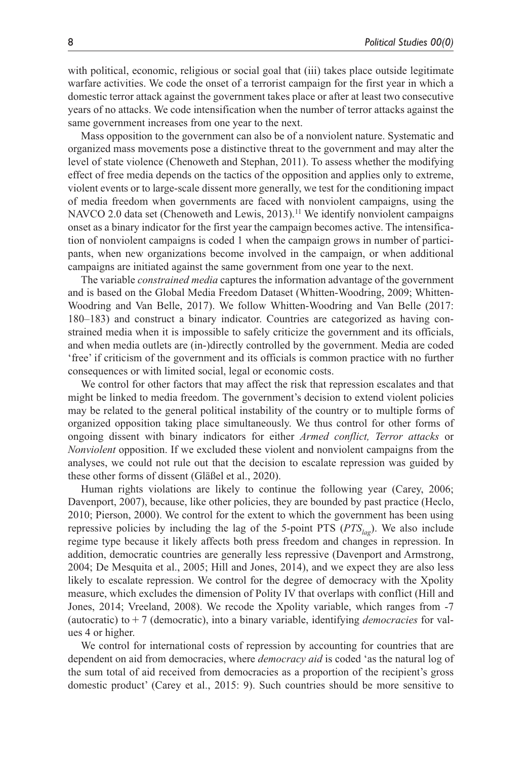with political, economic, religious or social goal that (iii) takes place outside legitimate warfare activities. We code the onset of a terrorist campaign for the first year in which a domestic terror attack against the government takes place or after at least two consecutive years of no attacks. We code intensification when the number of terror attacks against the same government increases from one year to the next.

Mass opposition to the government can also be of a nonviolent nature. Systematic and organized mass movements pose a distinctive threat to the government and may alter the level of state violence (Chenoweth and Stephan, 2011). To assess whether the modifying effect of free media depends on the tactics of the opposition and applies only to extreme, violent events or to large-scale dissent more generally, we test for the conditioning impact of media freedom when governments are faced with nonviolent campaigns, using the NAVCO 2.0 data set (Chenoweth and Lewis, 2013).[11] We identify nonviolent campaigns onset as a binary indicator for the first year the campaign becomes active. The intensification of nonviolent campaigns is coded 1 when the campaign grows in number of participants, when new organizations become involved in the campaign, or when additional campaigns are initiated against the same government from one year to the next.

The variable *constrained media* captures the information advantage of the government and is based on the Global Media Freedom Dataset (Whitten-Woodring, 2009; Whitten-Woodring and Van Belle, 2017). We follow Whitten-Woodring and Van Belle (2017: 180–183) and construct a binary indicator. Countries are categorized as having constrained media when it is impossible to safely criticize the government and its officials, and when media outlets are (in-)directly controlled by the government. Media are coded 'free' if criticism of the government and its officials is common practice with no further consequences or with limited social, legal or economic costs.

We control for other factors that may affect the risk that repression escalates and that might be linked to media freedom. The government's decision to extend violent policies may be related to the general political instability of the country or to multiple forms of organized opposition taking place simultaneously. We thus control for other forms of ongoing dissent with binary indicators for either *Armed conflict, Terror attacks* or *Nonviolent* opposition. If we excluded these violent and nonviolent campaigns from the analyses, we could not rule out that the decision to escalate repression was guided by these other forms of dissent (Gläßel et al., 2020).

Human rights violations are likely to continue the following year (Carey, 2006; Davenport, 2007), because, like other policies, they are bounded by past practice (Heclo, 2010; Pierson, 2000). We control for the extent to which the government has been using repressive policies by including the lag of the 5-point PTS ($PTS_{lag}$). We also include regime type because it likely affects both press freedom and changes in repression. In addition, democratic countries are generally less repressive (Davenport and Armstrong, 2004; De Mesquita et al., 2005; Hill and Jones, 2014), and we expect they are also less likely to escalate repression. We control for the degree of democracy with the Xpolity measure, which excludes the dimension of Polity IV that overlaps with conflict (Hill and Jones, 2014; Vreeland, 2008). We recode the Xpolity variable, which ranges from -7 (autocratic) to + 7 (democratic), into a binary variable, identifying *democracies* for values 4 or higher.

We control for international costs of repression by accounting for countries that are dependent on aid from democracies, where *democracy aid* is coded 'as the natural log of the sum total of aid received from democracies as a proportion of the recipient's gross domestic product' (Carey et al., 2015: 9). Such countries should be more sensitive to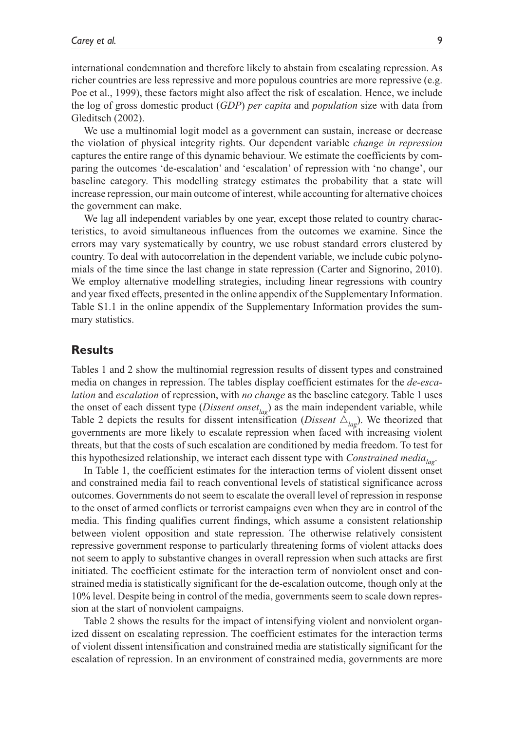international condemnation and therefore likely to abstain from escalating repression. As richer countries are less repressive and more populous countries are more repressive (e.g. Poe et al., 1999), these factors might also affect the risk of escalation. Hence, we include the log of gross domestic product (*GDP*) *per capita* and *population* size with data from Gleditsch (2002).

We use a multinomial logit model as a government can sustain, increase or decrease the violation of physical integrity rights. Our dependent variable *change in repression* captures the entire range of this dynamic behaviour. We estimate the coefficients by comparing the outcomes 'de-escalation' and 'escalation' of repression with 'no change', our baseline category. This modelling strategy estimates the probability that a state will increase repression, our main outcome of interest, while accounting for alternative choices the government can make.

We lag all independent variables by one year, except those related to country characteristics, to avoid simultaneous influences from the outcomes we examine. Since the errors may vary systematically by country, we use robust standard errors clustered by country. To deal with autocorrelation in the dependent variable, we include cubic polynomials of the time since the last change in state repression (Carter and Signorino, 2010). We employ alternative modelling strategies, including linear regressions with country and year fixed effects, presented in the online appendix of the Supplementary Information. Table S1.1 in the online appendix of the Supplementary Information provides the summary statistics.

## Results

Tables 1 and 2 show the multinomial regression results of dissent types and constrained media on changes in repression. The tables display coefficient estimates for the *de-escalation* and *escalation* of repression, with *no change* as the baseline category. Table 1 uses the onset of each dissent type (*Dissent onset*$_{lag}$) as the main independent variable, while Table 2 depicts the results for dissent intensification (*Dissent* $\triangle_{lag}$). We theorized that governments are more likely to escalate repression when faced with increasing violent threats, but that the costs of such escalation are conditioned by media freedom. To test for this hypothesized relationship, we interact each dissent type with *Constrained media*$_{lag}$.

In Table 1, the coefficient estimates for the interaction terms of violent dissent onset and constrained media fail to reach conventional levels of statistical significance across outcomes. Governments do not seem to escalate the overall level of repression in response to the onset of armed conflicts or terrorist campaigns even when they are in control of the media. This finding qualifies current findings, which assume a consistent relationship between violent opposition and state repression. The otherwise relatively consistent repressive government response to particularly threatening forms of violent attacks does not seem to apply to substantive changes in overall repression when such attacks are first initiated. The coefficient estimate for the interaction term of nonviolent onset and constrained media is statistically significant for the de-escalation outcome, though only at the 10% level. Despite being in control of the media, governments seem to scale down repression at the start of nonviolent campaigns.

Table 2 shows the results for the impact of intensifying violent and nonviolent organized dissent on escalating repression. The coefficient estimates for the interaction terms of violent dissent intensification and constrained media are statistically significant for the escalation of repression. In an environment of constrained media, governments are more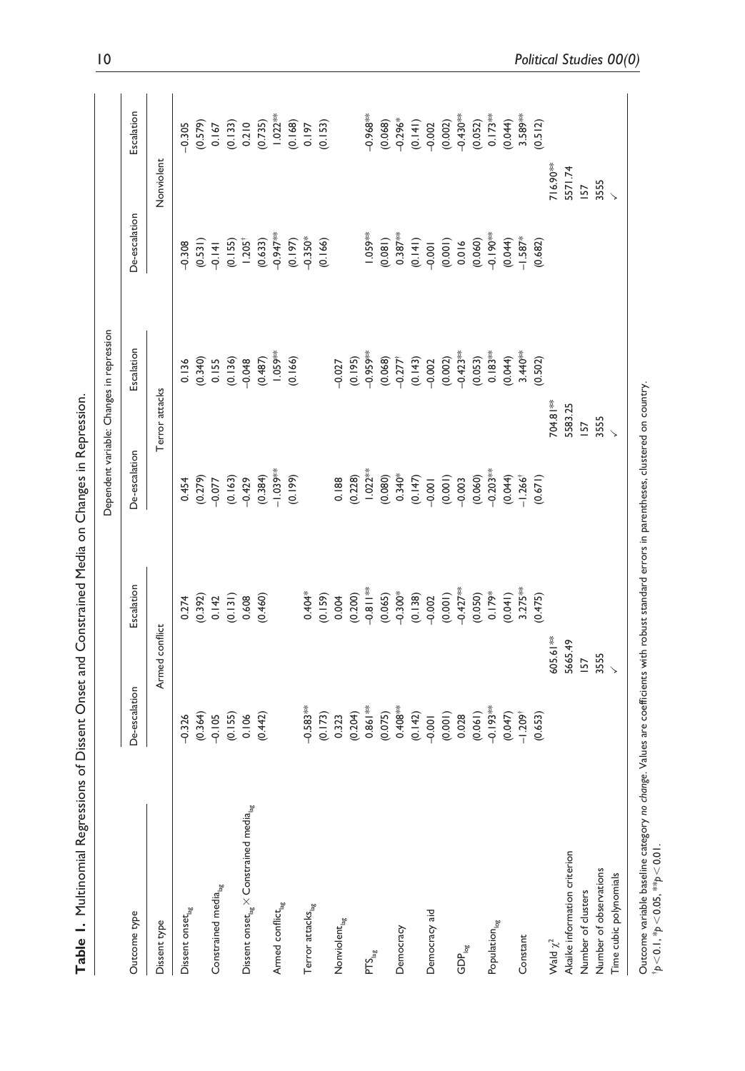**Table 1.** Multinomial Regressions of Dissent Onset and Constrained Media on Changes in Repression.

| | Dependent variable: Changes in repression | | | | | |
|---|---|---|---|---|---|---|
| Outcome type | De-escalation | Escalation | De-escalation | Escalation | De-escalation | Escalation |
| Dissent type | Armed conflict | | Terror attacks | | Nonviolent | |
| Dissent onset$_{lag}$ | −0.326 | 0.274 | 0.454 | 0.136 | −0.308 | −0.305 |
| | (0.364) | (0.392) | (0.279) | (0.340) | (0.531) | (0.579) |
| Constrained media$_{lag}$ | −0.105 | 0.142 | −0.077 | 0.155 | −0.141 | 0.167 |
| | (0.155) | (0.131) | (0.163) | (0.136) | (0.155) | (0.133) |
| Dissent onset$_{lag}$ × Constrained media$_{lag}$ | 0.106 | 0.608 | −0.429 | −0.048 | 1.205$^{\dagger}$ | 0.210 |
| | (0.442) | (0.460) | (0.384) | (0.487) | (0.633) | (0.735) |
| Armed conflict$_{lag}$ | | | −1.039** | 1.059** | −0.947** | 1.022** |
| | | | (0.199) | (0.166) | (0.197) | (0.168) |
| Terror attacks$_{lag}$ | −0.583** | 0.404* | | | −0.350* | 0.197 |
| | (0.173) | (0.159) | | | (0.166) | (0.153) |
| Nonviolent$_{lag}$ | 0.323 | 0.004 | 0.188 | −0.027 | | |
| | (0.204) | (0.200) | (0.228) | (0.195) | | |
| PTS$_{lag}$ | 0.861** | −0.811** | 1.022** | −0.959** | 1.059** | −0.968** |
| | (0.075) | (0.065) | (0.080) | (0.068) | (0.081) | (0.068) |
| Democracy | 0.408** | −0.300* | 0.340* | −0.277$^{\dagger}$ | 0.387** | −0.296* |
| | (0.142) | (0.138) | (0.147) | (0.143) | (0.141) | (0.141) |
| Democracy aid | −0.001 | −0.002 | −0.001 | −0.002 | −0.001 | −0.002 |
| | (0.001) | (0.001) | (0.001) | (0.002) | (0.001) | (0.002) |
| GDP$_{log}$ | 0.028 | −0.427** | −0.003 | −0.423** | 0.016 | −0.430** |
| | (0.061) | (0.050) | (0.060) | (0.053) | (0.060) | (0.052) |
| Population$_{log}$ | −0.193** | 0.179* | −0.203** | 0.183** | −0.190** | 0.173** |
| | (0.047) | (0.041) | (0.044) | (0.044) | (0.044) | (0.044) |
| Constant | −1.209$^{\dagger}$ | 3.275** | −1.266$^{\dagger}$ | 3.440** | −1.587* | 3.589** |
| | (0.653) | (0.475) | (0.671) | (0.502) | (0.682) | (0.512) |
| Wald $\chi^2$ | 605.61** | | 704.81** | | 716.90** | |
| Akaike information criterion | 5665.49 | | 5583.25 | | 5571.74 | |
| Number of clusters | 157 | | 157 | | 157 | |
| Number of observations | 3555 | | 3555 | | 3555 | |
| Time cubic polynomials | ✓ | | ✓ | | ✓ | |

Outcome variable baseline category *no change*. Values are coefficients with robust standard errors in parentheses, clustered on country.
$^{\dagger}p < 0.1$, $^{*}p < 0.05$, $^{**}p < 0.01$.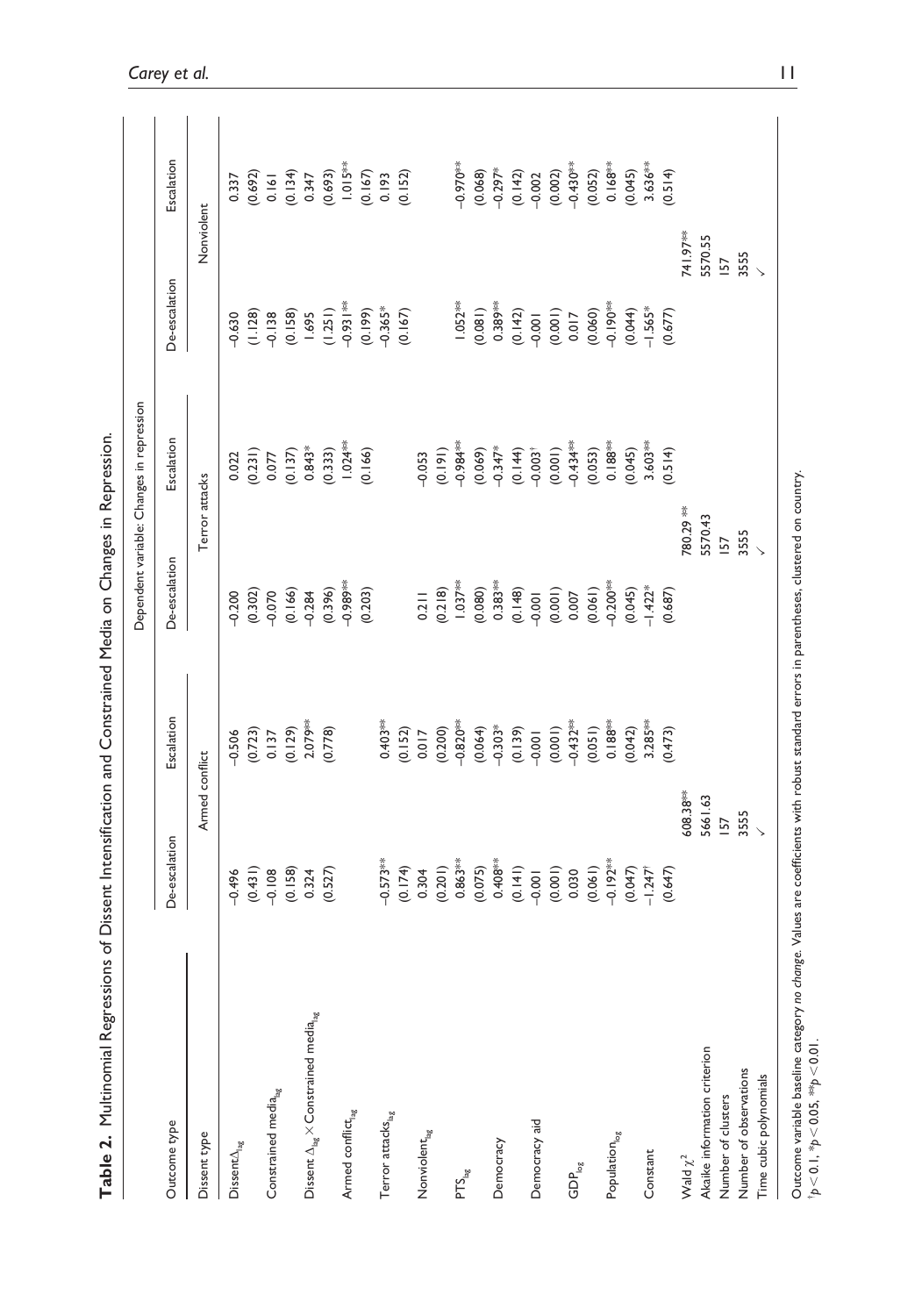**Table 2.** Multinomial Regressions of Dissent Intensification and Constrained Media on Changes in Repression.

| | Dependent variable: Changes in repression | | | | | |
|---|---|---|---|---|---|---|
| Outcome type | De-escalation | Escalation | De-escalation | Escalation | De-escalation | Escalation |
| Dissent type | Armed conflict | | Terror attacks | | Nonviolent | |
| $\text{Dissent}\Delta_{\text{lag}}$ | −0.496 | −0.506 | −0.200 | 0.022 | −0.630 | 0.337 |
| | (0.431) | (0.723) | (0.302) | (0.231) | (1.128) | (0.692) |
| $\text{Constrained media}_{\text{lag}}$ | −0.108 | 0.137 | −0.070 | 0.077 | −0.138 | 0.161 |
| | (0.158) | (0.129) | (0.166) | (0.137) | (0.158) | (0.134) |
| $\text{Dissent }\Delta_{\text{lag}} \times \text{Constrained media}_{\text{lag}}$ | 0.324 | 2.079** | −0.284 | 0.843* | 1.695 | 0.347 |
| | (0.527) | (0.778) | (0.396) | (0.333) | (1.251) | (0.693) |
| $\text{Armed conflict}_{\text{lag}}$ | | | −0.989** | 1.024** | −0.931** | 1.015** |
| | | | (0.203) | (0.166) | (0.199) | (0.167) |
| $\text{Terror attacks}_{\text{lag}}$ | −0.573** | 0.403** | | | −0.365* | 0.193 |
| | (0.174) | (0.152) | | | (0.167) | (0.152) |
| $\text{Nonviolent}_{\text{lag}}$ | 0.304 | 0.017 | 0.211 | −0.053 | | |
| | (0.201) | (0.200) | (0.218) | (0.191) | | |
| $\text{PTS}_{\text{lag}}$ | 0.863** | −0.820** | 1.037** | −0.984** | 1.052** | −0.970** |
| | (0.075) | (0.064) | (0.080) | (0.069) | (0.081) | (0.068) |
| Democracy | 0.408** | −0.303* | 0.383** | −0.347* | 0.389** | −0.297* |
| | (0.141) | (0.139) | (0.148) | (0.144) | (0.142) | (0.142) |
| Democracy aid | −0.001 | −0.001 | −0.001 | −0.003[†] | −0.001 | −0.002 |
| | (0.001) | (0.001) | (0.001) | (0.001) | (0.001) | (0.002) |
| $\text{GDP}_{\text{log}}$ | 0.030 | −0.432** | 0.007 | −0.434** | 0.017 | −0.430** |
| | (0.061) | (0.051) | (0.061) | (0.053) | (0.060) | (0.052) |
| $\text{Population}_{\text{log}}$ | −0.192** | 0.188** | −0.200** | 0.188** | −0.190** | 0.168** |
| | (0.047) | (0.042) | (0.045) | (0.045) | (0.044) | (0.045) |
| Constant | −1.247[†] | 3.285** | −1.422* | 3.603** | −1.565* | 3.636** |
| | (0.647) | (0.473) | (0.687) | (0.514) | (0.677) | (0.514) |
| Wald $\chi^2$ | 608.38** | | 780.29 ** | | 741.97** | |
| Akaike information criterion | 5661.63 | | 5570.43 | | 5570.55 | |
| Number of clusters | 157 | | 157 | | 157 | |
| Number of observations | 3555 | | 3555 | | 3555 | |
| Time cubic polynomials | ✓ | | ✓ | | ✓ | |

Outcome variable baseline category *no change*. Values are coefficients with robust standard errors in parentheses, clustered on country.
[†]$p < 0.1$, \*$p < 0.05$, \*\*$p < 0.01$.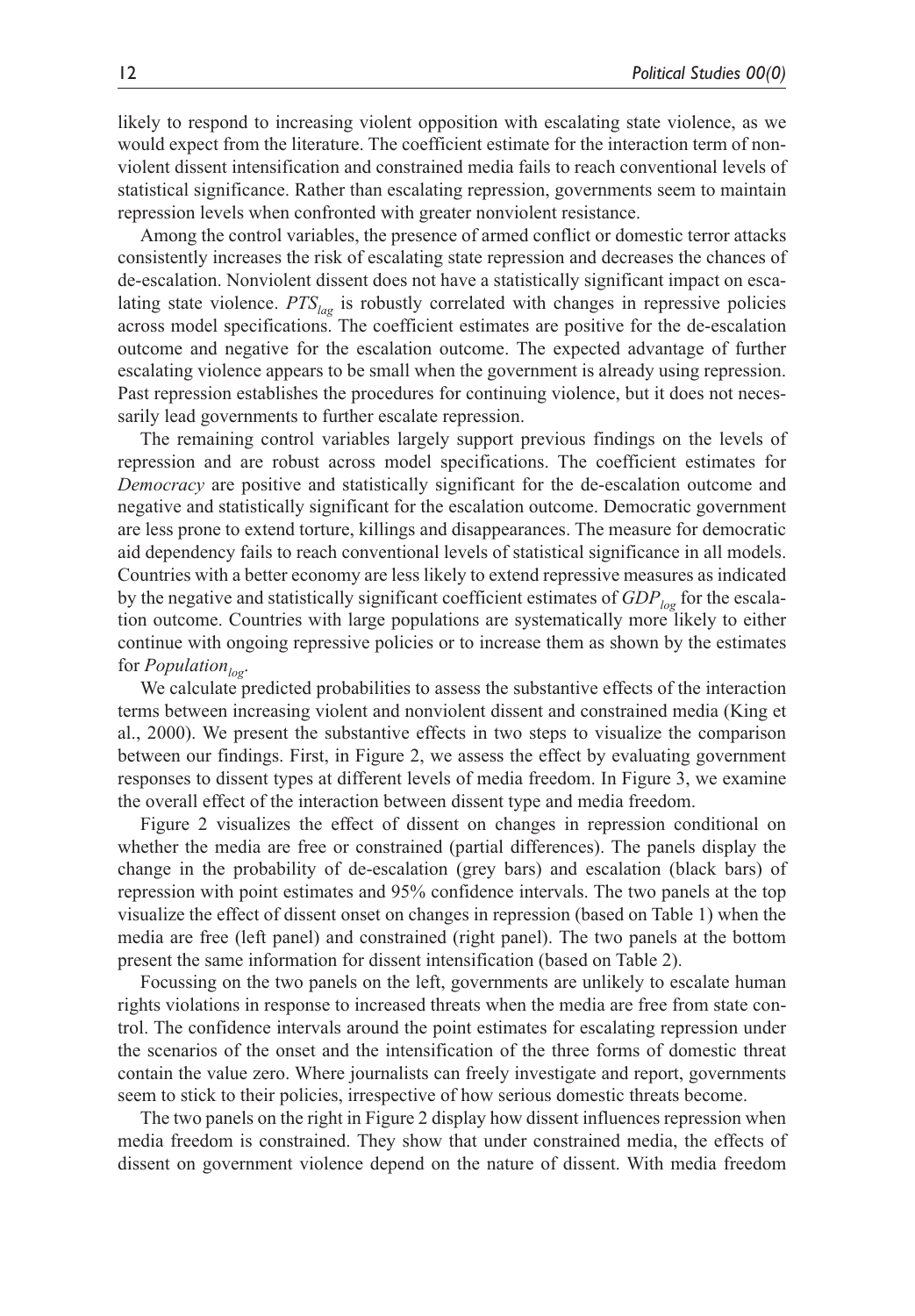likely to respond to increasing violent opposition with escalating state violence, as we would expect from the literature. The coefficient estimate for the interaction term of nonviolent dissent intensification and constrained media fails to reach conventional levels of statistical significance. Rather than escalating repression, governments seem to maintain repression levels when confronted with greater nonviolent resistance.

Among the control variables, the presence of armed conflict or domestic terror attacks consistently increases the risk of escalating state repression and decreases the chances of de-escalation. Nonviolent dissent does not have a statistically significant impact on escalating state violence. $PTS_{lag}$ is robustly correlated with changes in repressive policies across model specifications. The coefficient estimates are positive for the de-escalation outcome and negative for the escalation outcome. The expected advantage of further escalating violence appears to be small when the government is already using repression. Past repression establishes the procedures for continuing violence, but it does not necessarily lead governments to further escalate repression.

The remaining control variables largely support previous findings on the levels of repression and are robust across model specifications. The coefficient estimates for *Democracy* are positive and statistically significant for the de-escalation outcome and negative and statistically significant for the escalation outcome. Democratic government are less prone to extend torture, killings and disappearances. The measure for democratic aid dependency fails to reach conventional levels of statistical significance in all models. Countries with a better economy are less likely to extend repressive measures as indicated by the negative and statistically significant coefficient estimates of $GDP_{log}$ for the escalation outcome. Countries with large populations are systematically more likely to either continue with ongoing repressive policies or to increase them as shown by the estimates for $Population_{log}$.

We calculate predicted probabilities to assess the substantive effects of the interaction terms between increasing violent and nonviolent dissent and constrained media (King et al., 2000). We present the substantive effects in two steps to visualize the comparison between our findings. First, in Figure 2, we assess the effect by evaluating government responses to dissent types at different levels of media freedom. In Figure 3, we examine the overall effect of the interaction between dissent type and media freedom.

Figure 2 visualizes the effect of dissent on changes in repression conditional on whether the media are free or constrained (partial differences). The panels display the change in the probability of de-escalation (grey bars) and escalation (black bars) of repression with point estimates and 95% confidence intervals. The two panels at the top visualize the effect of dissent onset on changes in repression (based on Table 1) when the media are free (left panel) and constrained (right panel). The two panels at the bottom present the same information for dissent intensification (based on Table 2).

Focussing on the two panels on the left, governments are unlikely to escalate human rights violations in response to increased threats when the media are free from state control. The confidence intervals around the point estimates for escalating repression under the scenarios of the onset and the intensification of the three forms of domestic threat contain the value zero. Where journalists can freely investigate and report, governments seem to stick to their policies, irrespective of how serious domestic threats become.

The two panels on the right in Figure 2 display how dissent influences repression when media freedom is constrained. They show that under constrained media, the effects of dissent on government violence depend on the nature of dissent. With media freedom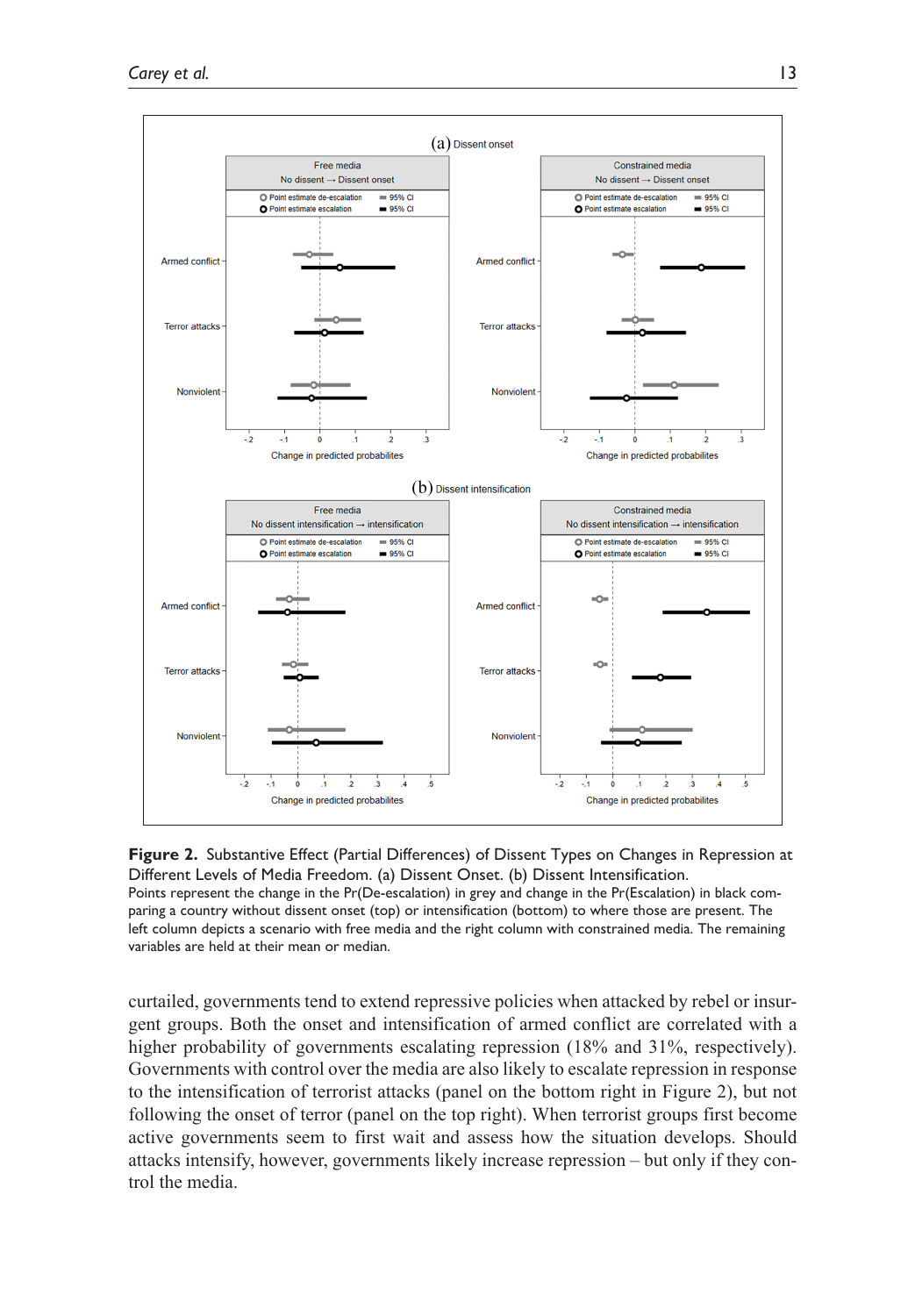**Figure 2.** Substantive Effect (Partial Differences) of Dissent Types on Changes in Repression at Different Levels of Media Freedom. (a) Dissent Onset. (b) Dissent Intensification.
Points represent the change in the Pr(De-escalation) in grey and change in the Pr(Escalation) in black comparing a country without dissent onset (top) or intensification (bottom) to where those are present. The left column depicts a scenario with free media and the right column with constrained media. The remaining variables are held at their mean or median.

curtailed, governments tend to extend repressive policies when attacked by rebel or insurgent groups. Both the onset and intensification of armed conflict are correlated with a higher probability of governments escalating repression (18% and 31%, respectively). Governments with control over the media are also likely to escalate repression in response to the intensification of terrorist attacks (panel on the bottom right in Figure 2), but not following the onset of terror (panel on the top right). When terrorist groups first become active governments seem to first wait and assess how the situation develops. Should attacks intensify, however, governments likely increase repression – but only if they control the media.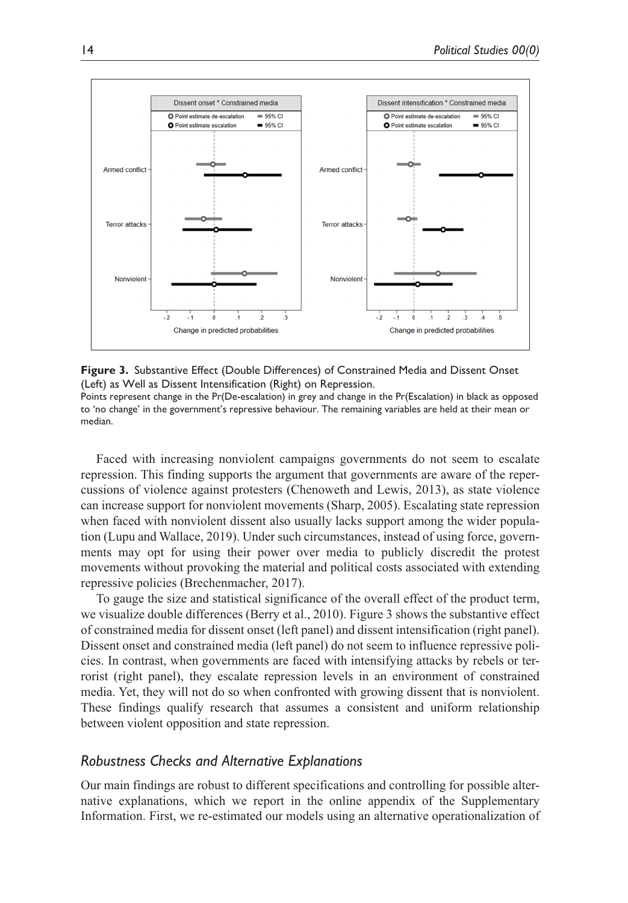**Figure 3.** Substantive Effect (Double Differences) of Constrained Media and Dissent Onset (Left) as Well as Dissent Intensification (Right) on Repression.

Points represent change in the Pr(De-escalation) in grey and change in the Pr(Escalation) in black as opposed to 'no change' in the government's repressive behaviour. The remaining variables are held at their mean or median.

Faced with increasing nonviolent campaigns governments do not seem to escalate repression. This finding supports the argument that governments are aware of the repercussions of violence against protesters (Chenoweth and Lewis, 2013), as state violence can increase support for nonviolent movements (Sharp, 2005). Escalating state repression when faced with nonviolent dissent also usually lacks support among the wider population (Lupu and Wallace, 2019). Under such circumstances, instead of using force, governments may opt for using their power over media to publicly discredit the protest movements without provoking the material and political costs associated with extending repressive policies (Brechenmacher, 2017).

To gauge the size and statistical significance of the overall effect of the product term, we visualize double differences (Berry et al., 2010). Figure 3 shows the substantive effect of constrained media for dissent onset (left panel) and dissent intensification (right panel). Dissent onset and constrained media (left panel) do not seem to influence repressive policies. In contrast, when governments are faced with intensifying attacks by rebels or terrorist (right panel), they escalate repression levels in an environment of constrained media. Yet, they will not do so when confronted with growing dissent that is nonviolent. These findings qualify research that assumes a consistent and uniform relationship between violent opposition and state repression.

## *Robustness Checks and Alternative Explanations*

Our main findings are robust to different specifications and controlling for possible alternative explanations, which we report in the online appendix of the Supplementary Information. First, we re-estimated our models using an alternative operationalization of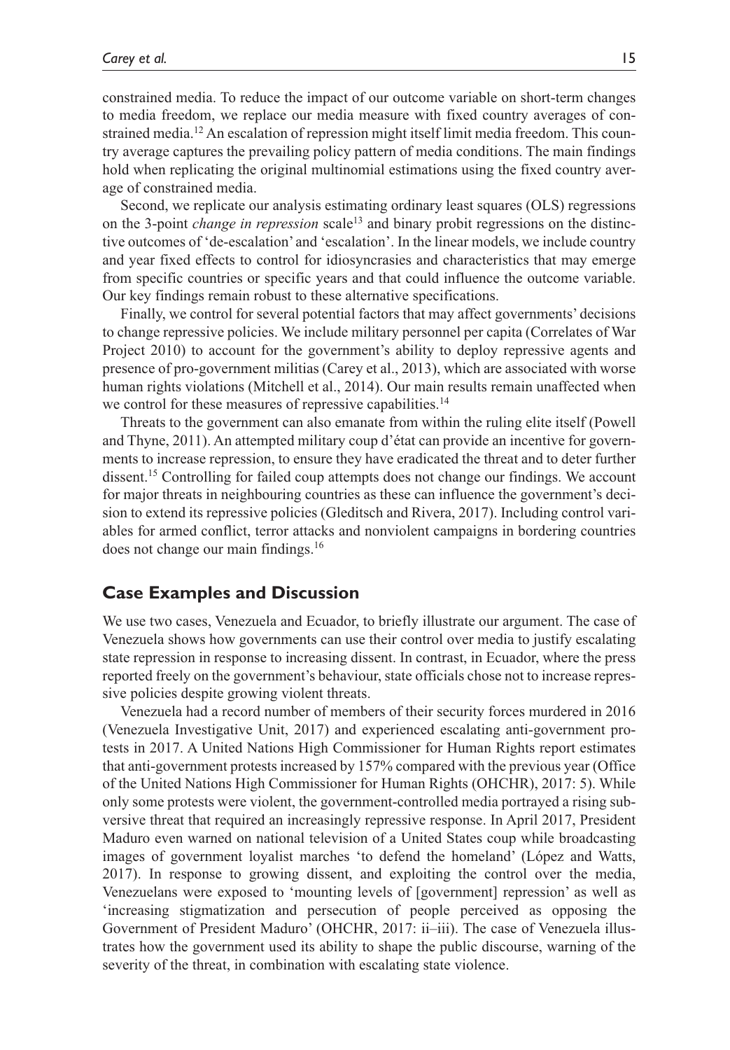constrained media. To reduce the impact of our outcome variable on short-term changes to media freedom, we replace our media measure with fixed country averages of constrained media.[12] An escalation of repression might itself limit media freedom. This country average captures the prevailing policy pattern of media conditions. The main findings hold when replicating the original multinomial estimations using the fixed country average of constrained media.

Second, we replicate our analysis estimating ordinary least squares (OLS) regressions on the 3-point *change in repression* scale[13] and binary probit regressions on the distinctive outcomes of 'de-escalation' and 'escalation'. In the linear models, we include country and year fixed effects to control for idiosyncrasies and characteristics that may emerge from specific countries or specific years and that could influence the outcome variable. Our key findings remain robust to these alternative specifications.

Finally, we control for several potential factors that may affect governments' decisions to change repressive policies. We include military personnel per capita (Correlates of War Project 2010) to account for the government's ability to deploy repressive agents and presence of pro-government militias (Carey et al., 2013), which are associated with worse human rights violations (Mitchell et al., 2014). Our main results remain unaffected when we control for these measures of repressive capabilities.[14]

Threats to the government can also emanate from within the ruling elite itself (Powell and Thyne, 2011). An attempted military coup d'état can provide an incentive for governments to increase repression, to ensure they have eradicated the threat and to deter further dissent.[15] Controlling for failed coup attempts does not change our findings. We account for major threats in neighbouring countries as these can influence the government's decision to extend its repressive policies (Gleditsch and Rivera, 2017). Including control variables for armed conflict, terror attacks and nonviolent campaigns in bordering countries does not change our main findings.[16]

## Case Examples and Discussion

We use two cases, Venezuela and Ecuador, to briefly illustrate our argument. The case of Venezuela shows how governments can use their control over media to justify escalating state repression in response to increasing dissent. In contrast, in Ecuador, where the press reported freely on the government's behaviour, state officials chose not to increase repressive policies despite growing violent threats.

Venezuela had a record number of members of their security forces murdered in 2016 (Venezuela Investigative Unit, 2017) and experienced escalating anti-government protests in 2017. A United Nations High Commissioner for Human Rights report estimates that anti-government protests increased by 157% compared with the previous year (Office of the United Nations High Commissioner for Human Rights (OHCHR), 2017: 5). While only some protests were violent, the government-controlled media portrayed a rising subversive threat that required an increasingly repressive response. In April 2017, President Maduro even warned on national television of a United States coup while broadcasting images of government loyalist marches 'to defend the homeland' (López and Watts, 2017). In response to growing dissent, and exploiting the control over the media, Venezuelans were exposed to 'mounting levels of [government] repression' as well as 'increasing stigmatization and persecution of people perceived as opposing the Government of President Maduro' (OHCHR, 2017: ii–iii). The case of Venezuela illustrates how the government used its ability to shape the public discourse, warning of the severity of the threat, in combination with escalating state violence.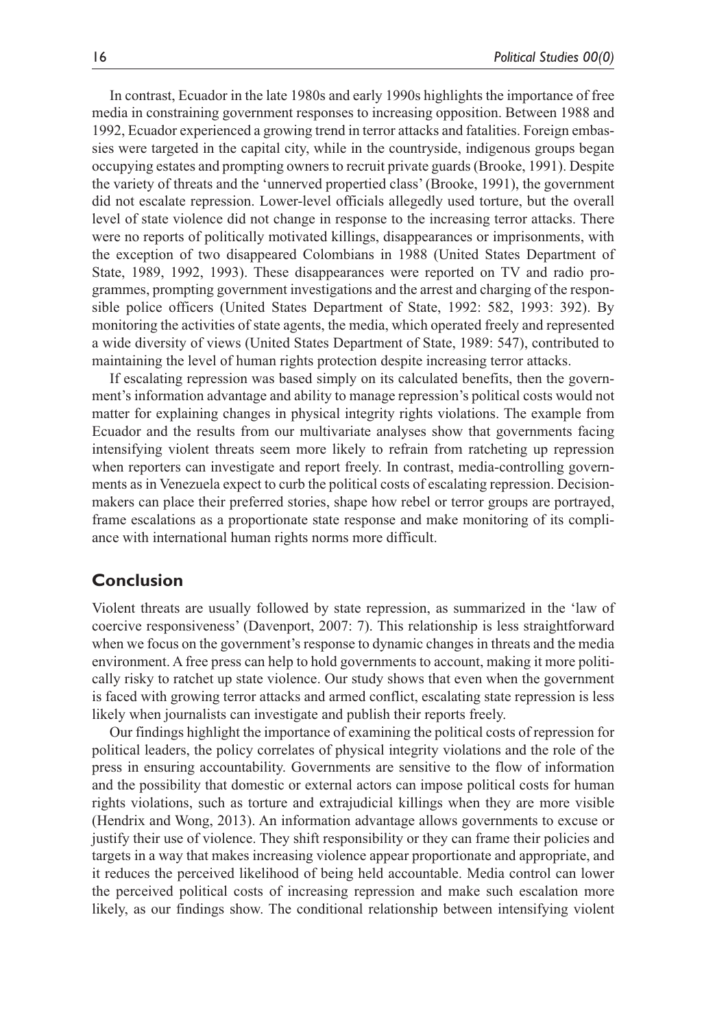In contrast, Ecuador in the late 1980s and early 1990s highlights the importance of free media in constraining government responses to increasing opposition. Between 1988 and 1992, Ecuador experienced a growing trend in terror attacks and fatalities. Foreign embassies were targeted in the capital city, while in the countryside, indigenous groups began occupying estates and prompting owners to recruit private guards (Brooke, 1991). Despite the variety of threats and the 'unnerved propertied class' (Brooke, 1991), the government did not escalate repression. Lower-level officials allegedly used torture, but the overall level of state violence did not change in response to the increasing terror attacks. There were no reports of politically motivated killings, disappearances or imprisonments, with the exception of two disappeared Colombians in 1988 (United States Department of State, 1989, 1992, 1993). These disappearances were reported on TV and radio programmes, prompting government investigations and the arrest and charging of the responsible police officers (United States Department of State, 1992: 582, 1993: 392). By monitoring the activities of state agents, the media, which operated freely and represented a wide diversity of views (United States Department of State, 1989: 547), contributed to maintaining the level of human rights protection despite increasing terror attacks.

If escalating repression was based simply on its calculated benefits, then the government's information advantage and ability to manage repression's political costs would not matter for explaining changes in physical integrity rights violations. The example from Ecuador and the results from our multivariate analyses show that governments facing intensifying violent threats seem more likely to refrain from ratcheting up repression when reporters can investigate and report freely. In contrast, media-controlling governments as in Venezuela expect to curb the political costs of escalating repression. Decision-makers can place their preferred stories, shape how rebel or terror groups are portrayed, frame escalations as a proportionate state response and make monitoring of its compliance with international human rights norms more difficult.

## Conclusion

Violent threats are usually followed by state repression, as summarized in the 'law of coercive responsiveness' (Davenport, 2007: 7). This relationship is less straightforward when we focus on the government's response to dynamic changes in threats and the media environment. A free press can help to hold governments to account, making it more politically risky to ratchet up state violence. Our study shows that even when the government is faced with growing terror attacks and armed conflict, escalating state repression is less likely when journalists can investigate and publish their reports freely.

Our findings highlight the importance of examining the political costs of repression for political leaders, the policy correlates of physical integrity violations and the role of the press in ensuring accountability. Governments are sensitive to the flow of information and the possibility that domestic or external actors can impose political costs for human rights violations, such as torture and extrajudicial killings when they are more visible (Hendrix and Wong, 2013). An information advantage allows governments to excuse or justify their use of violence. They shift responsibility or they can frame their policies and targets in a way that makes increasing violence appear proportionate and appropriate, and it reduces the perceived likelihood of being held accountable. Media control can lower the perceived political costs of increasing repression and make such escalation more likely, as our findings show. The conditional relationship between intensifying violent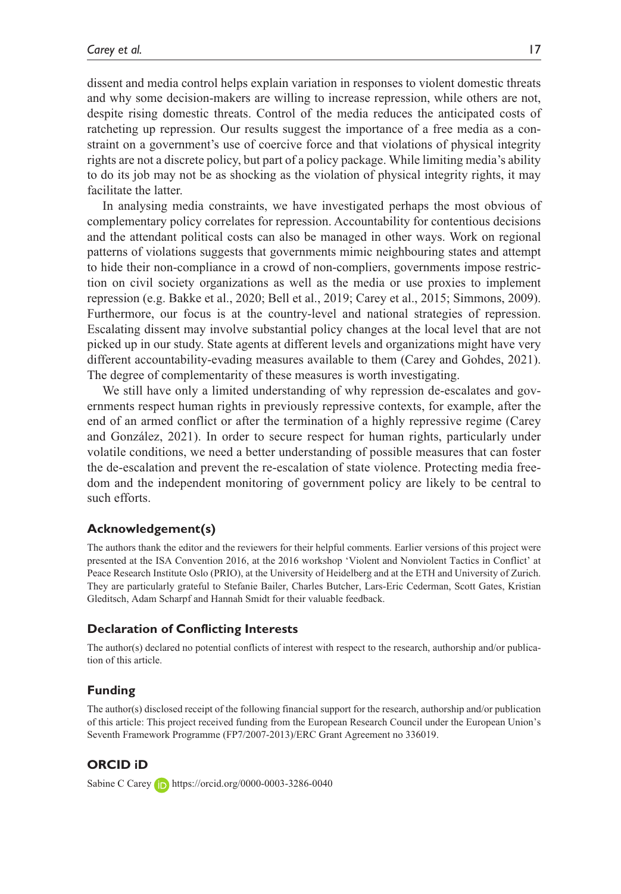dissent and media control helps explain variation in responses to violent domestic threats and why some decision-makers are willing to increase repression, while others are not, despite rising domestic threats. Control of the media reduces the anticipated costs of ratcheting up repression. Our results suggest the importance of a free media as a constraint on a government's use of coercive force and that violations of physical integrity rights are not a discrete policy, but part of a policy package. While limiting media's ability to do its job may not be as shocking as the violation of physical integrity rights, it may facilitate the latter.

In analysing media constraints, we have investigated perhaps the most obvious of complementary policy correlates for repression. Accountability for contentious decisions and the attendant political costs can also be managed in other ways. Work on regional patterns of violations suggests that governments mimic neighbouring states and attempt to hide their non-compliance in a crowd of non-compliers, governments impose restriction on civil society organizations as well as the media or use proxies to implement repression (e.g. Bakke et al., 2020; Bell et al., 2019; Carey et al., 2015; Simmons, 2009). Furthermore, our focus is at the country-level and national strategies of repression. Escalating dissent may involve substantial policy changes at the local level that are not picked up in our study. State agents at different levels and organizations might have very different accountability-evading measures available to them (Carey and Gohdes, 2021). The degree of complementarity of these measures is worth investigating.

We still have only a limited understanding of why repression de-escalates and governments respect human rights in previously repressive contexts, for example, after the end of an armed conflict or after the termination of a highly repressive regime (Carey and González, 2021). In order to secure respect for human rights, particularly under volatile conditions, we need a better understanding of possible measures that can foster the de-escalation and prevent the re-escalation of state violence. Protecting media freedom and the independent monitoring of government policy are likely to be central to such efforts.

## Acknowledgement(s)

The authors thank the editor and the reviewers for their helpful comments. Earlier versions of this project were presented at the ISA Convention 2016, at the 2016 workshop 'Violent and Nonviolent Tactics in Conflict' at Peace Research Institute Oslo (PRIO), at the University of Heidelberg and at the ETH and University of Zurich. They are particularly grateful to Stefanie Bailer, Charles Butcher, Lars-Eric Cederman, Scott Gates, Kristian Gleditsch, Adam Scharpf and Hannah Smidt for their valuable feedback.

## Declaration of Conflicting Interests

The author(s) declared no potential conflicts of interest with respect to the research, authorship and/or publication of this article.

## Funding

The author(s) disclosed receipt of the following financial support for the research, authorship and/or publication of this article: This project received funding from the European Research Council under the European Union's Seventh Framework Programme (FP7/2007-2013)/ERC Grant Agreement no 336019.

## ORCID iD

Sabine C Carey https://orcid.org/0000-0003-3286-0040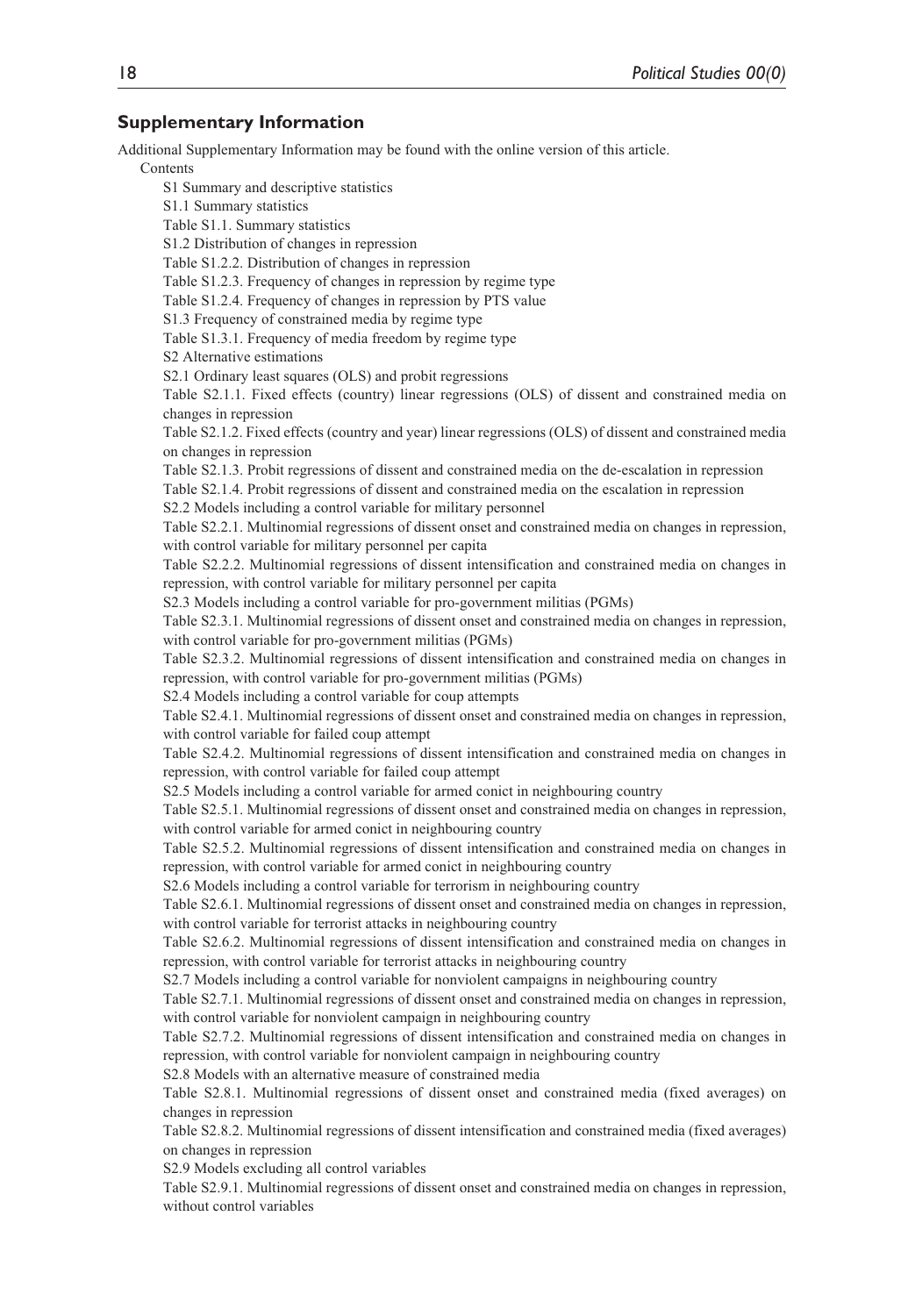## Supplementary Information

Additional Supplementary Information may be found with the online version of this article.

Contents

S1 Summary and descriptive statistics

S1.1 Summary statistics

Table S1.1. Summary statistics

S1.2 Distribution of changes in repression

Table S1.2.2. Distribution of changes in repression

Table S1.2.3. Frequency of changes in repression by regime type

Table S1.2.4. Frequency of changes in repression by PTS value

S1.3 Frequency of constrained media by regime type

Table S1.3.1. Frequency of media freedom by regime type

S2 Alternative estimations

S2.1 Ordinary least squares (OLS) and probit regressions

Table S2.1.1. Fixed effects (country) linear regressions (OLS) of dissent and constrained media on changes in repression

Table S2.1.2. Fixed effects (country and year) linear regressions (OLS) of dissent and constrained media on changes in repression

Table S2.1.3. Probit regressions of dissent and constrained media on the de-escalation in repression

Table S2.1.4. Probit regressions of dissent and constrained media on the escalation in repression

S2.2 Models including a control variable for military personnel

Table S2.2.1. Multinomial regressions of dissent onset and constrained media on changes in repression, with control variable for military personnel per capita

Table S2.2.2. Multinomial regressions of dissent intensification and constrained media on changes in repression, with control variable for military personnel per capita

S2.3 Models including a control variable for pro-government militias (PGMs)

Table S2.3.1. Multinomial regressions of dissent onset and constrained media on changes in repression, with control variable for pro-government militias (PGMs)

Table S2.3.2. Multinomial regressions of dissent intensification and constrained media on changes in repression, with control variable for pro-government militias (PGMs)

S2.4 Models including a control variable for coup attempts

Table S2.4.1. Multinomial regressions of dissent onset and constrained media on changes in repression, with control variable for failed coup attempt

Table S2.4.2. Multinomial regressions of dissent intensification and constrained media on changes in repression, with control variable for failed coup attempt

S2.5 Models including a control variable for armed conict in neighbouring country

Table S2.5.1. Multinomial regressions of dissent onset and constrained media on changes in repression, with control variable for armed conict in neighbouring country

Table S2.5.2. Multinomial regressions of dissent intensification and constrained media on changes in repression, with control variable for armed conict in neighbouring country

S2.6 Models including a control variable for terrorism in neighbouring country

Table S2.6.1. Multinomial regressions of dissent onset and constrained media on changes in repression, with control variable for terrorist attacks in neighbouring country

Table S2.6.2. Multinomial regressions of dissent intensification and constrained media on changes in repression, with control variable for terrorist attacks in neighbouring country

S2.7 Models including a control variable for nonviolent campaigns in neighbouring country

Table S2.7.1. Multinomial regressions of dissent onset and constrained media on changes in repression, with control variable for nonviolent campaign in neighbouring country

Table S2.7.2. Multinomial regressions of dissent intensification and constrained media on changes in repression, with control variable for nonviolent campaign in neighbouring country

S2.8 Models with an alternative measure of constrained media

Table S2.8.1. Multinomial regressions of dissent onset and constrained media (fixed averages) on changes in repression

Table S2.8.2. Multinomial regressions of dissent intensification and constrained media (fixed averages) on changes in repression

S2.9 Models excluding all control variables

Table S2.9.1. Multinomial regressions of dissent onset and constrained media on changes in repression, without control variables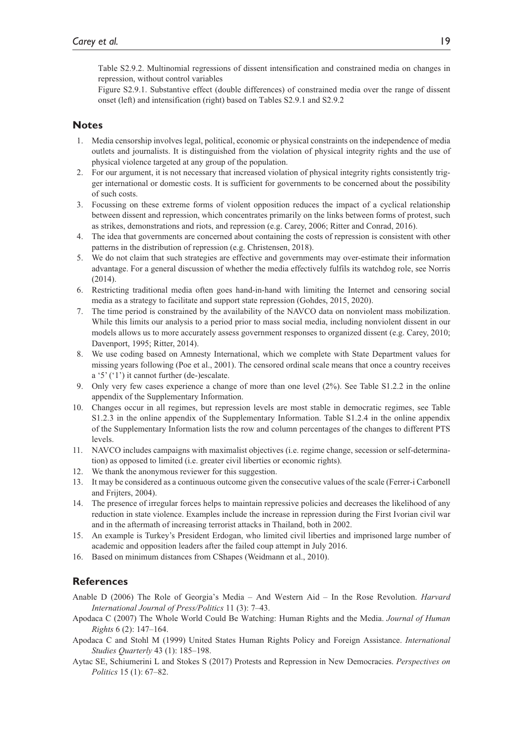Table S2.9.2. Multinomial regressions of dissent intensification and constrained media on changes in repression, without control variables

Figure S2.9.1. Substantive effect (double differences) of constrained media over the range of dissent onset (left) and intensification (right) based on Tables S2.9.1 and S2.9.2

## Notes

1. Media censorship involves legal, political, economic or physical constraints on the independence of media outlets and journalists. It is distinguished from the violation of physical integrity rights and the use of physical violence targeted at any group of the population.
2. For our argument, it is not necessary that increased violation of physical integrity rights consistently trigger international or domestic costs. It is sufficient for governments to be concerned about the possibility of such costs.
3. Focussing on these extreme forms of violent opposition reduces the impact of a cyclical relationship between dissent and repression, which concentrates primarily on the links between forms of protest, such as strikes, demonstrations and riots, and repression (e.g. Carey, 2006; Ritter and Conrad, 2016).
4. The idea that governments are concerned about containing the costs of repression is consistent with other patterns in the distribution of repression (e.g. Christensen, 2018).
5. We do not claim that such strategies are effective and governments may over-estimate their information advantage. For a general discussion of whether the media effectively fulfils its watchdog role, see Norris (2014).
6. Restricting traditional media often goes hand-in-hand with limiting the Internet and censoring social media as a strategy to facilitate and support state repression (Gohdes, 2015, 2020).
7. The time period is constrained by the availability of the NAVCO data on nonviolent mass mobilization. While this limits our analysis to a period prior to mass social media, including nonviolent dissent in our models allows us to more accurately assess government responses to organized dissent (e.g. Carey, 2010; Davenport, 1995; Ritter, 2014).
8. We use coding based on Amnesty International, which we complete with State Department values for missing years following (Poe et al., 2001). The censored ordinal scale means that once a country receives a '5' ('1') it cannot further (de-)escalate.
9. Only very few cases experience a change of more than one level (2%). See Table S1.2.2 in the online appendix of the Supplementary Information.
10. Changes occur in all regimes, but repression levels are most stable in democratic regimes, see Table S1.2.3 in the online appendix of the Supplementary Information. Table S1.2.4 in the online appendix of the Supplementary Information lists the row and column percentages of the changes to different PTS levels.
11. NAVCO includes campaigns with maximalist objectives (i.e. regime change, secession or self-determination) as opposed to limited (i.e. greater civil liberties or economic rights).
12. We thank the anonymous reviewer for this suggestion.
13. It may be considered as a continuous outcome given the consecutive values of the scale (Ferrer-i Carbonell and Frijters, 2004).
14. The presence of irregular forces helps to maintain repressive policies and decreases the likelihood of any reduction in state violence. Examples include the increase in repression during the First Ivorian civil war and in the aftermath of increasing terrorist attacks in Thailand, both in 2002.
15. An example is Turkey's President Erdogan, who limited civil liberties and imprisoned large number of academic and opposition leaders after the failed coup attempt in July 2016.
16. Based on minimum distances from CShapes (Weidmann et al., 2010).

## References

Anable D (2006) The Role of Georgia's Media – And Western Aid – In the Rose Revolution. *Harvard International Journal of Press/Politics* 11 (3): 7–43.

Apodaca C (2007) The Whole World Could Be Watching: Human Rights and the Media. *Journal of Human Rights* 6 (2): 147–164.

Apodaca C and Stohl M (1999) United States Human Rights Policy and Foreign Assistance. *International Studies Quarterly* 43 (1): 185–198.

Aytac SE, Schiumerini L and Stokes S (2017) Protests and Repression in New Democracies. *Perspectives on Politics* 15 (1): 67–82.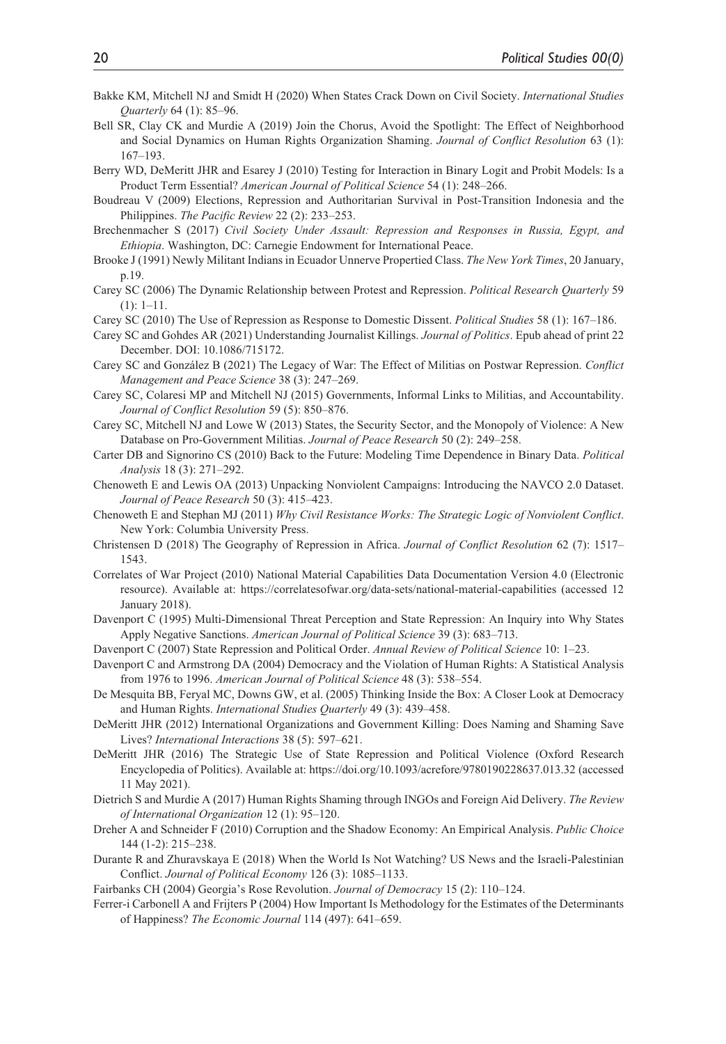Bakke KM, Mitchell NJ and Smidt H (2020) When States Crack Down on Civil Society. *International Studies Quarterly* 64 (1): 85–96.

Bell SR, Clay CK and Murdie A (2019) Join the Chorus, Avoid the Spotlight: The Effect of Neighborhood and Social Dynamics on Human Rights Organization Shaming. *Journal of Conflict Resolution* 63 (1): 167–193.

Berry WD, DeMeritt JHR and Esarey J (2010) Testing for Interaction in Binary Logit and Probit Models: Is a Product Term Essential? *American Journal of Political Science* 54 (1): 248–266.

Boudreau V (2009) Elections, Repression and Authoritarian Survival in Post-Transition Indonesia and the Philippines. *The Pacific Review* 22 (2): 233–253.

Brechenmacher S (2017) *Civil Society Under Assault: Repression and Responses in Russia, Egypt, and Ethiopia*. Washington, DC: Carnegie Endowment for International Peace.

Brooke J (1991) Newly Militant Indians in Ecuador Unnerve Propertied Class. *The New York Times*, 20 January, p.19.

Carey SC (2006) The Dynamic Relationship between Protest and Repression. *Political Research Quarterly* 59 (1): 1–11.

Carey SC (2010) The Use of Repression as Response to Domestic Dissent. *Political Studies* 58 (1): 167–186.

Carey SC and Gohdes AR (2021) Understanding Journalist Killings. *Journal of Politics*. Epub ahead of print 22 December. DOI: 10.1086/715172.

Carey SC and González B (2021) The Legacy of War: The Effect of Militias on Postwar Repression. *Conflict Management and Peace Science* 38 (3): 247–269.

Carey SC, Colaresi MP and Mitchell NJ (2015) Governments, Informal Links to Militias, and Accountability. *Journal of Conflict Resolution* 59 (5): 850–876.

Carey SC, Mitchell NJ and Lowe W (2013) States, the Security Sector, and the Monopoly of Violence: A New Database on Pro-Government Militias. *Journal of Peace Research* 50 (2): 249–258.

Carter DB and Signorino CS (2010) Back to the Future: Modeling Time Dependence in Binary Data. *Political Analysis* 18 (3): 271–292.

Chenoweth E and Lewis OA (2013) Unpacking Nonviolent Campaigns: Introducing the NAVCO 2.0 Dataset. *Journal of Peace Research* 50 (3): 415–423.

Chenoweth E and Stephan MJ (2011) *Why Civil Resistance Works: The Strategic Logic of Nonviolent Conflict*. New York: Columbia University Press.

Christensen D (2018) The Geography of Repression in Africa. *Journal of Conflict Resolution* 62 (7): 1517–1543.

Correlates of War Project (2010) National Material Capabilities Data Documentation Version 4.0 (Electronic resource). Available at: https://correlatesofwar.org/data-sets/national-material-capabilities (accessed 12 January 2018).

Davenport C (1995) Multi-Dimensional Threat Perception and State Repression: An Inquiry into Why States Apply Negative Sanctions. *American Journal of Political Science* 39 (3): 683–713.

Davenport C (2007) State Repression and Political Order. *Annual Review of Political Science* 10: 1–23.

Davenport C and Armstrong DA (2004) Democracy and the Violation of Human Rights: A Statistical Analysis from 1976 to 1996. *American Journal of Political Science* 48 (3): 538–554.

De Mesquita BB, Feryal MC, Downs GW, et al. (2005) Thinking Inside the Box: A Closer Look at Democracy and Human Rights. *International Studies Quarterly* 49 (3): 439–458.

DeMeritt JHR (2012) International Organizations and Government Killing: Does Naming and Shaming Save Lives? *International Interactions* 38 (5): 597–621.

DeMeritt JHR (2016) The Strategic Use of State Repression and Political Violence (Oxford Research Encyclopedia of Politics). Available at: https://doi.org/10.1093/acrefore/9780190228637.013.32 (accessed 11 May 2021).

Dietrich S and Murdie A (2017) Human Rights Shaming through INGOs and Foreign Aid Delivery. *The Review of International Organization* 12 (1): 95–120.

Dreher A and Schneider F (2010) Corruption and the Shadow Economy: An Empirical Analysis. *Public Choice* 144 (1-2): 215–238.

Durante R and Zhuravskaya E (2018) When the World Is Not Watching? US News and the Israeli-Palestinian Conflict. *Journal of Political Economy* 126 (3): 1085–1133.

Fairbanks CH (2004) Georgia's Rose Revolution. *Journal of Democracy* 15 (2): 110–124.

Ferrer-i Carbonell A and Frijters P (2004) How Important Is Methodology for the Estimates of the Determinants of Happiness? *The Economic Journal* 114 (497): 641–659.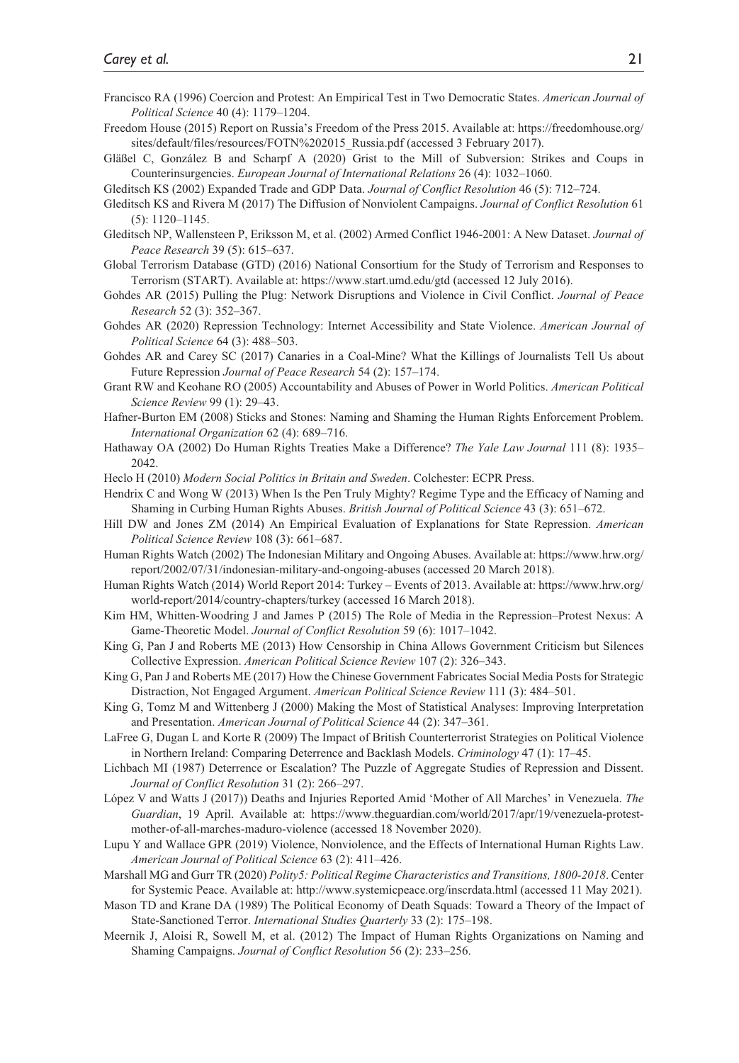Francisco RA (1996) Coercion and Protest: An Empirical Test in Two Democratic States. *American Journal of Political Science* 40 (4): 1179–1204.

Freedom House (2015) Report on Russia's Freedom of the Press 2015. Available at: https://freedomhouse.org/sites/default/files/resources/FOTN%202015_Russia.pdf (accessed 3 February 2017).

Gläßel C, González B and Scharpf A (2020) Grist to the Mill of Subversion: Strikes and Coups in Counterinsurgencies. *European Journal of International Relations* 26 (4): 1032–1060.

Gleditsch KS (2002) Expanded Trade and GDP Data. *Journal of Conflict Resolution* 46 (5): 712–724.

Gleditsch KS and Rivera M (2017) The Diffusion of Nonviolent Campaigns. *Journal of Conflict Resolution* 61 (5): 1120–1145.

Gleditsch NP, Wallensteen P, Eriksson M, et al. (2002) Armed Conflict 1946-2001: A New Dataset. *Journal of Peace Research* 39 (5): 615–637.

Global Terrorism Database (GTD) (2016) National Consortium for the Study of Terrorism and Responses to Terrorism (START). Available at: https://www.start.umd.edu/gtd (accessed 12 July 2016).

Gohdes AR (2015) Pulling the Plug: Network Disruptions and Violence in Civil Conflict. *Journal of Peace Research* 52 (3): 352–367.

Gohdes AR (2020) Repression Technology: Internet Accessibility and State Violence. *American Journal of Political Science* 64 (3): 488–503.

Gohdes AR and Carey SC (2017) Canaries in a Coal-Mine? What the Killings of Journalists Tell Us about Future Repression *Journal of Peace Research* 54 (2): 157–174.

Grant RW and Keohane RO (2005) Accountability and Abuses of Power in World Politics. *American Political Science Review* 99 (1): 29–43.

Hafner-Burton EM (2008) Sticks and Stones: Naming and Shaming the Human Rights Enforcement Problem. *International Organization* 62 (4): 689–716.

Hathaway OA (2002) Do Human Rights Treaties Make a Difference? *The Yale Law Journal* 111 (8): 1935–2042.

Heclo H (2010) *Modern Social Politics in Britain and Sweden*. Colchester: ECPR Press.

Hendrix C and Wong W (2013) When Is the Pen Truly Mighty? Regime Type and the Efficacy of Naming and Shaming in Curbing Human Rights Abuses. *British Journal of Political Science* 43 (3): 651–672.

Hill DW and Jones ZM (2014) An Empirical Evaluation of Explanations for State Repression. *American Political Science Review* 108 (3): 661–687.

Human Rights Watch (2002) The Indonesian Military and Ongoing Abuses. Available at: https://www.hrw.org/report/2002/07/31/indonesian-military-and-ongoing-abuses (accessed 20 March 2018).

Human Rights Watch (2014) World Report 2014: Turkey – Events of 2013. Available at: https://www.hrw.org/world-report/2014/country-chapters/turkey (accessed 16 March 2018).

Kim HM, Whitten-Woodring J and James P (2015) The Role of Media in the Repression–Protest Nexus: A Game-Theoretic Model. *Journal of Conflict Resolution* 59 (6): 1017–1042.

King G, Pan J and Roberts ME (2013) How Censorship in China Allows Government Criticism but Silences Collective Expression. *American Political Science Review* 107 (2): 326–343.

King G, Pan J and Roberts ME (2017) How the Chinese Government Fabricates Social Media Posts for Strategic Distraction, Not Engaged Argument. *American Political Science Review* 111 (3): 484–501.

King G, Tomz M and Wittenberg J (2000) Making the Most of Statistical Analyses: Improving Interpretation and Presentation. *American Journal of Political Science* 44 (2): 347–361.

LaFree G, Dugan L and Korte R (2009) The Impact of British Counterterrorist Strategies on Political Violence in Northern Ireland: Comparing Deterrence and Backlash Models. *Criminology* 47 (1): 17–45.

Lichbach MI (1987) Deterrence or Escalation? The Puzzle of Aggregate Studies of Repression and Dissent. *Journal of Conflict Resolution* 31 (2): 266–297.

López V and Watts J (2017)) Deaths and Injuries Reported Amid 'Mother of All Marches' in Venezuela. *The Guardian*, 19 April. Available at: https://www.theguardian.com/world/2017/apr/19/venezuela-protest-mother-of-all-marches-maduro-violence (accessed 18 November 2020).

Lupu Y and Wallace GPR (2019) Violence, Nonviolence, and the Effects of International Human Rights Law. *American Journal of Political Science* 63 (2): 411–426.

Marshall MG and Gurr TR (2020) *Polity5: Political Regime Characteristics and Transitions, 1800-2018*. Center for Systemic Peace. Available at: http://www.systemicpeace.org/inscrdata.html (accessed 11 May 2021).

Mason TD and Krane DA (1989) The Political Economy of Death Squads: Toward a Theory of the Impact of State-Sanctioned Terror. *International Studies Quarterly* 33 (2): 175–198.

Meernik J, Aloisi R, Sowell M, et al. (2012) The Impact of Human Rights Organizations on Naming and Shaming Campaigns. *Journal of Conflict Resolution* 56 (2): 233–256.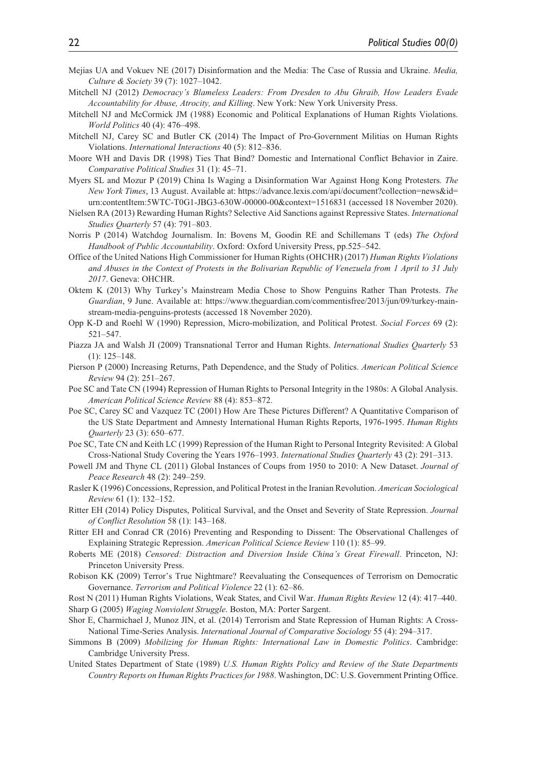Mejias UA and Vokuev NE (2017) Disinformation and the Media: The Case of Russia and Ukraine. *Media, Culture & Society* 39 (7): 1027–1042.

Mitchell NJ (2012) *Democracy's Blameless Leaders: From Dresden to Abu Ghraib, How Leaders Evade Accountability for Abuse, Atrocity, and Killing*. New York: New York University Press.

Mitchell NJ and McCormick JM (1988) Economic and Political Explanations of Human Rights Violations. *World Politics* 40 (4): 476–498.

Mitchell NJ, Carey SC and Butler CK (2014) The Impact of Pro-Government Militias on Human Rights Violations. *International Interactions* 40 (5): 812–836.

Moore WH and Davis DR (1998) Ties That Bind? Domestic and International Conflict Behavior in Zaire. *Comparative Political Studies* 31 (1): 45–71.

Myers SL and Mozur P (2019) China Is Waging a Disinformation War Against Hong Kong Protesters. *The New York Times*, 13 August. Available at: https://advance.lexis.com/api/document?collection=news&id=urn:contentItem:5WTC-T0G1-JBG3-630W-00000-00&context=1516831 (accessed 18 November 2020).

Nielsen RA (2013) Rewarding Human Rights? Selective Aid Sanctions against Repressive States. *International Studies Quarterly* 57 (4): 791–803.

Norris P (2014) Watchdog Journalism. In: Bovens M, Goodin RE and Schillemans T (eds) *The Oxford Handbook of Public Accountability*. Oxford: Oxford University Press, pp.525–542.

Office of the United Nations High Commissioner for Human Rights (OHCHR) (2017) *Human Rights Violations and Abuses in the Context of Protests in the Bolivarian Republic of Venezuela from 1 April to 31 July 2017*. Geneva: OHCHR.

Oktem K (2013) Why Turkey's Mainstream Media Chose to Show Penguins Rather Than Protests. *The Guardian*, 9 June. Available at: https://www.theguardian.com/commentisfree/2013/jun/09/turkey-mainstream-media-penguins-protests (accessed 18 November 2020).

Opp K-D and Roehl W (1990) Repression, Micro-mobilization, and Political Protest. *Social Forces* 69 (2): 521–547.

Piazza JA and Walsh JI (2009) Transnational Terror and Human Rights. *International Studies Quarterly* 53 (1): 125–148.

Pierson P (2000) Increasing Returns, Path Dependence, and the Study of Politics. *American Political Science Review* 94 (2): 251–267.

Poe SC and Tate CN (1994) Repression of Human Rights to Personal Integrity in the 1980s: A Global Analysis. *American Political Science Review* 88 (4): 853–872.

Poe SC, Carey SC and Vazquez TC (2001) How Are These Pictures Different? A Quantitative Comparison of the US State Department and Amnesty International Human Rights Reports, 1976-1995. *Human Rights Quarterly* 23 (3): 650–677.

Poe SC, Tate CN and Keith LC (1999) Repression of the Human Right to Personal Integrity Revisited: A Global Cross-National Study Covering the Years 1976–1993. *International Studies Quarterly* 43 (2): 291–313.

Powell JM and Thyne CL (2011) Global Instances of Coups from 1950 to 2010: A New Dataset. *Journal of Peace Research* 48 (2): 249–259.

Rasler K (1996) Concessions, Repression, and Political Protest in the Iranian Revolution. *American Sociological Review* 61 (1): 132–152.

Ritter EH (2014) Policy Disputes, Political Survival, and the Onset and Severity of State Repression. *Journal of Conflict Resolution* 58 (1): 143–168.

Ritter EH and Conrad CR (2016) Preventing and Responding to Dissent: The Observational Challenges of Explaining Strategic Repression. *American Political Science Review* 110 (1): 85–99.

Roberts ME (2018) *Censored: Distraction and Diversion Inside China's Great Firewall*. Princeton, NJ: Princeton University Press.

Robison KK (2009) Terror's True Nightmare? Reevaluating the Consequences of Terrorism on Democratic Governance. *Terrorism and Political Violence* 22 (1): 62–86.

Rost N (2011) Human Rights Violations, Weak States, and Civil War. *Human Rights Review* 12 (4): 417–440.

Sharp G (2005) *Waging Nonviolent Struggle*. Boston, MA: Porter Sargent.

Shor E, Charmichael J, Munoz JIN, et al. (2014) Terrorism and State Repression of Human Rights: A Cross-National Time-Series Analysis. *International Journal of Comparative Sociology* 55 (4): 294–317.

Simmons B (2009) *Mobilizing for Human Rights: International Law in Domestic Politics*. Cambridge: Cambridge University Press.

United States Department of State (1989) *U.S. Human Rights Policy and Review of the State Departments Country Reports on Human Rights Practices for 1988*. Washington, DC: U.S. Government Printing Office.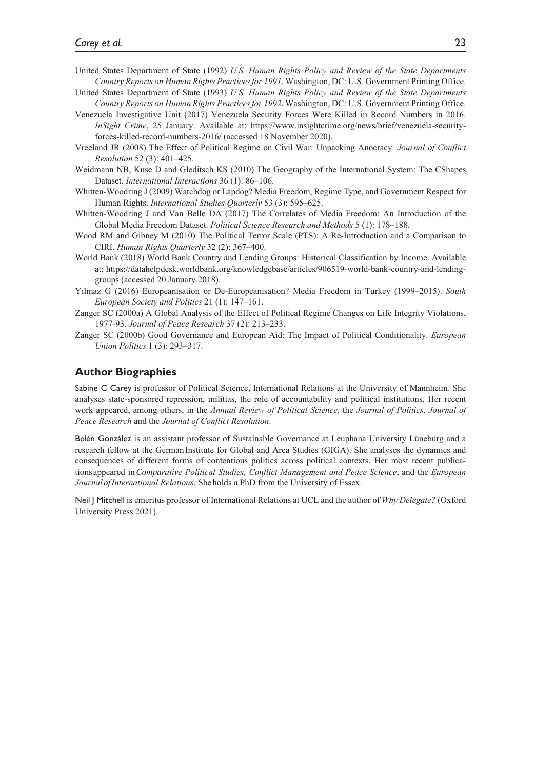United States Department of State (1992) *U.S. Human Rights Policy and Review of the State Departments Country Reports on Human Rights Practices for 1991*. Washington, DC: U.S. Government Printing Office.

United States Department of State (1993) *U.S. Human Rights Policy and Review of the State Departments Country Reports on Human Rights Practices for 1992*. Washington, DC: U.S. Government Printing Office.

Venezuela Investigative Unit (2017) Venezuela Security Forces Were Killed in Record Numbers in 2016. *InSight Crime*, 25 January. Available at: https://www.insightcrime.org/news/brief/venezuela-security-forces-killed-record-numbers-2016/ (accessed 18 November 2020).

Vreeland JR (2008) The Effect of Political Regime on Civil War: Unpacking Anocracy. *Journal of Conflict Resolution* 52 (3): 401–425.

Weidmann NB, Kuse D and Gleditsch KS (2010) The Geography of the International System: The CShapes Dataset. *International Interactions* 36 (1): 86–106.

Whitten-Woodring J (2009) Watchdog or Lapdog? Media Freedom, Regime Type, and Government Respect for Human Rights. *International Studies Quarterly* 53 (3): 595–625.

Whitten-Woodring J and Van Belle DA (2017) The Correlates of Media Freedom: An Introduction of the Global Media Freedom Dataset. *Political Science Research and Methods* 5 (1): 178–188.

Wood RM and Gibney M (2010) The Political Terror Scale (PTS): A Re-Introduction and a Comparison to CIRI. *Human Rights Quarterly* 32 (2): 367–400.

World Bank (2018) World Bank Country and Lending Groups: Historical Classification by Income. Available at: https://datahelpdesk.worldbank.org/knowledgebase/articles/906519-world-bank-country-and-lending-groups (accessed 20 January 2018).

Yılmaz G (2016) Europeanisation or De-Europeanisation? Media Freedom in Turkey (1999–2015). *South European Society and Politics* 21 (1): 147–161.

Zanger SC (2000a) A Global Analysis of the Effect of Political Regime Changes on Life Integrity Violations, 1977-93. *Journal of Peace Research* 37 (2): 213–233.

Zanger SC (2000b) Good Governance and European Aid: The Impact of Political Conditionality. *European Union Politics* 1 (3): 293–317.

## Author Biographies

Sabine C Carey is professor of Political Science, International Relations at the University of Mannheim. She analyses state-sponsored repression, militias, the role of accountability and political institutions. Her recent work appeared, among others, in the *Annual Review of Political Science*, the *Journal of Politics, Journal of Peace Research* and the *Journal of Conflict Resolution*.

Belén González is an assistant professor of Sustainable Governance at Leuphana University Lüneburg and a research fellow at the German Institute for Global and Area Studies (GIGA). She analyses the dynamics and consequences of different forms of contentious politics across political contexts. Her most recent publications appeared in *Comparative Political Studies, Conflict Management and Peace Science*, and the *European Journal of International Relations*. She holds a PhD from the University of Essex.

Neil J Mitchell is emeritus professor of International Relations at UCL and the author of *Why Delegate?* (Oxford University Press 2021).